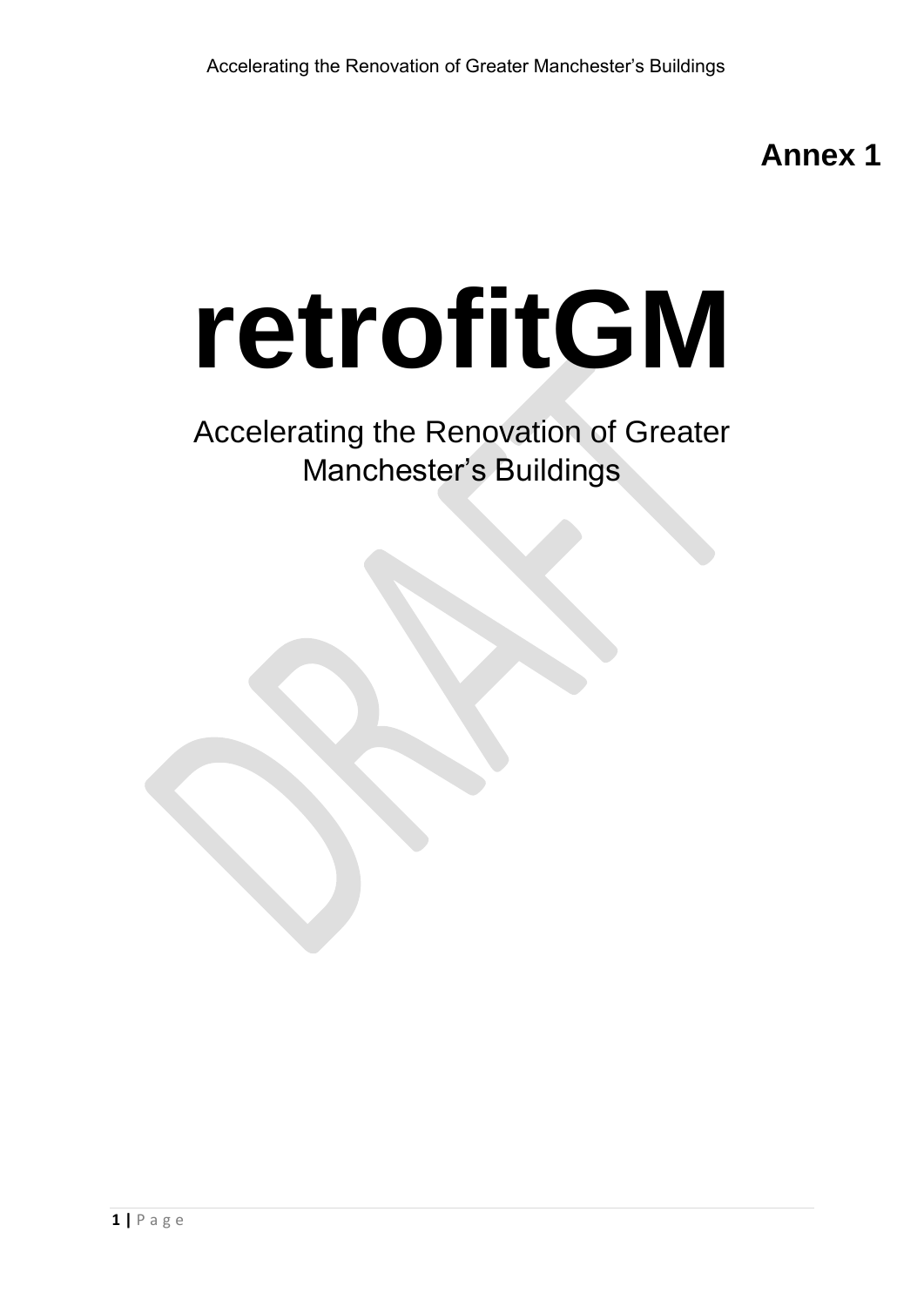**Annex 1**

# retrofitGM

## Accelerating the Renovation of Greater Manchester's Buildings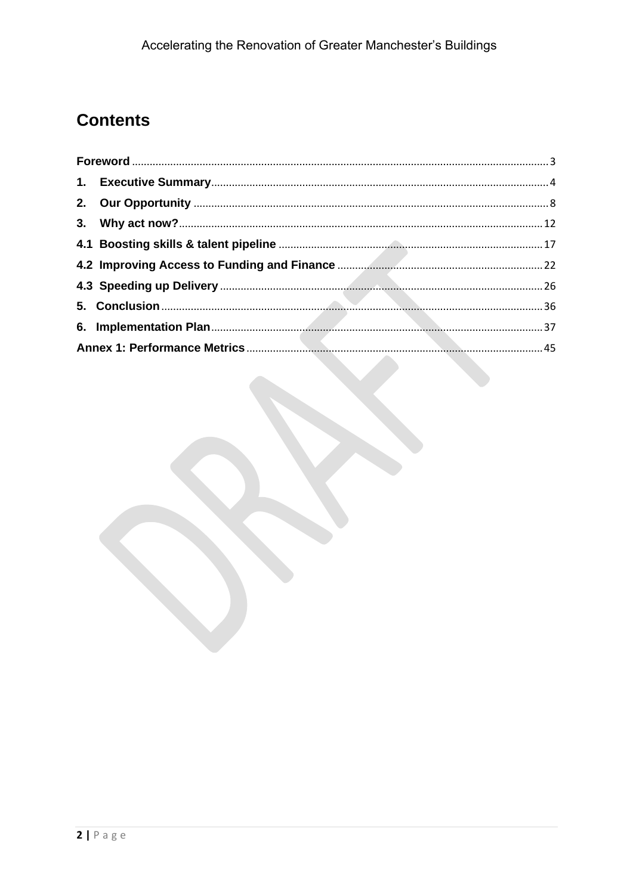# Contents

| | |
|---|---|
| **Foreword** | 3 |
| **1. Executive Summary** | 4 |
| **2. Our Opportunity** | 8 |
| **3. Why act now?** | 12 |
| **4.1 Boosting skills & talent pipeline** | 17 |
| **4.2 Improving Access to Funding and Finance** | 22 |
| **4.3 Speeding up Delivery** | 26 |
| **5. Conclusion** | 36 |
| **6. Implementation Plan** | 37 |
| **Annex 1: Performance Metrics** | 45 |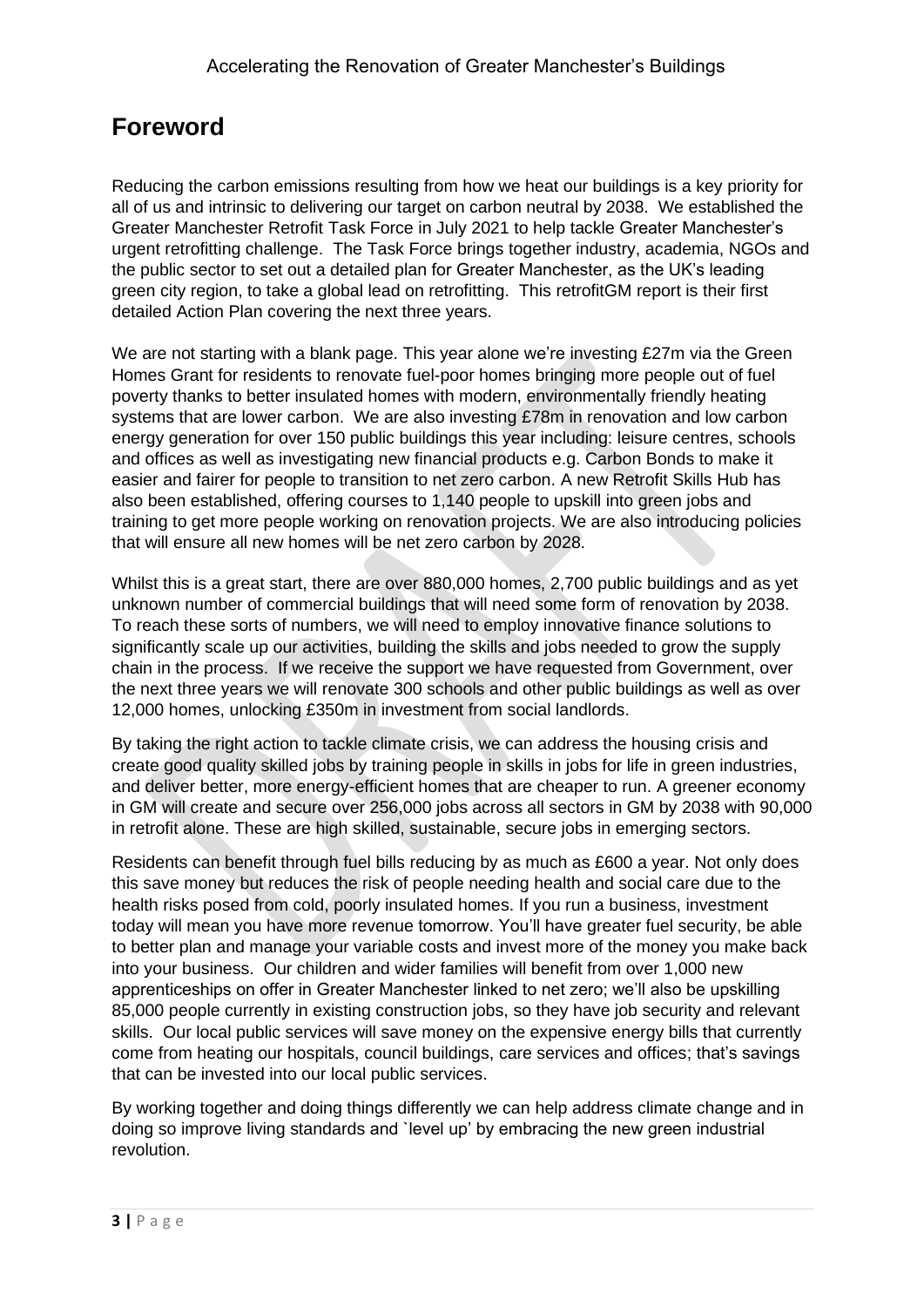# Foreword

Reducing the carbon emissions resulting from how we heat our buildings is a key priority for all of us and intrinsic to delivering our target on carbon neutral by 2038. We established the Greater Manchester Retrofit Task Force in July 2021 to help tackle Greater Manchester's urgent retrofitting challenge. The Task Force brings together industry, academia, NGOs and the public sector to set out a detailed plan for Greater Manchester, as the UK's leading green city region, to take a global lead on retrofitting. This retrofitGM report is their first detailed Action Plan covering the next three years.

We are not starting with a blank page. This year alone we're investing £27m via the Green Homes Grant for residents to renovate fuel-poor homes bringing more people out of fuel poverty thanks to better insulated homes with modern, environmentally friendly heating systems that are lower carbon. We are also investing £78m in renovation and low carbon energy generation for over 150 public buildings this year including: leisure centres, schools and offices as well as investigating new financial products e.g. Carbon Bonds to make it easier and fairer for people to transition to net zero carbon. A new Retrofit Skills Hub has also been established, offering courses to 1,140 people to upskill into green jobs and training to get more people working on renovation projects. We are also introducing policies that will ensure all new homes will be net zero carbon by 2028.

Whilst this is a great start, there are over 880,000 homes, 2,700 public buildings and as yet unknown number of commercial buildings that will need some form of renovation by 2038. To reach these sorts of numbers, we will need to employ innovative finance solutions to significantly scale up our activities, building the skills and jobs needed to grow the supply chain in the process. If we receive the support we have requested from Government, over the next three years we will renovate 300 schools and other public buildings as well as over 12,000 homes, unlocking £350m in investment from social landlords.

By taking the right action to tackle climate crisis, we can address the housing crisis and create good quality skilled jobs by training people in skills in jobs for life in green industries, and deliver better, more energy-efficient homes that are cheaper to run. A greener economy in GM will create and secure over 256,000 jobs across all sectors in GM by 2038 with 90,000 in retrofit alone. These are high skilled, sustainable, secure jobs in emerging sectors.

Residents can benefit through fuel bills reducing by as much as £600 a year. Not only does this save money but reduces the risk of people needing health and social care due to the health risks posed from cold, poorly insulated homes. If you run a business, investment today will mean you have more revenue tomorrow. You'll have greater fuel security, be able to better plan and manage your variable costs and invest more of the money you make back into your business. Our children and wider families will benefit from over 1,000 new apprenticeships on offer in Greater Manchester linked to net zero; we'll also be upskilling 85,000 people currently in existing construction jobs, so they have job security and relevant skills. Our local public services will save money on the expensive energy bills that currently come from heating our hospitals, council buildings, care services and offices; that's savings that can be invested into our local public services.

By working together and doing things differently we can help address climate change and in doing so improve living standards and `level up' by embracing the new green industrial revolution.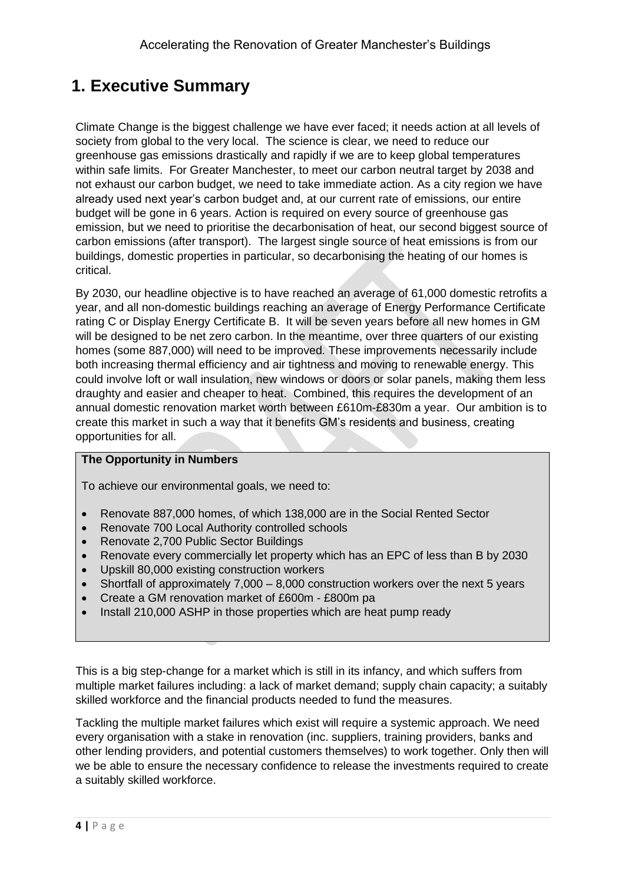# 1. Executive Summary

Climate Change is the biggest challenge we have ever faced; it needs action at all levels of society from global to the very local. The science is clear, we need to reduce our greenhouse gas emissions drastically and rapidly if we are to keep global temperatures within safe limits. For Greater Manchester, to meet our carbon neutral target by 2038 and not exhaust our carbon budget, we need to take immediate action. As a city region we have already used next year's carbon budget and, at our current rate of emissions, our entire budget will be gone in 6 years. Action is required on every source of greenhouse gas emission, but we need to prioritise the decarbonisation of heat, our second biggest source of carbon emissions (after transport). The largest single source of heat emissions is from our buildings, domestic properties in particular, so decarbonising the heating of our homes is critical.

By 2030, our headline objective is to have reached an average of 61,000 domestic retrofits a year, and all non-domestic buildings reaching an average of Energy Performance Certificate rating C or Display Energy Certificate B. It will be seven years before all new homes in GM will be designed to be net zero carbon. In the meantime, over three quarters of our existing homes (some 887,000) will need to be improved. These improvements necessarily include both increasing thermal efficiency and air tightness and moving to renewable energy. This could involve loft or wall insulation, new windows or doors or solar panels, making them less draughty and easier and cheaper to heat. Combined, this requires the development of an annual domestic renovation market worth between £610m-£830m a year. Our ambition is to create this market in such a way that it benefits GM's residents and business, creating opportunities for all.

**The Opportunity in Numbers**

To achieve our environmental goals, we need to:

- Renovate 887,000 homes, of which 138,000 are in the Social Rented Sector
- Renovate 700 Local Authority controlled schools
- Renovate 2,700 Public Sector Buildings
- Renovate every commercially let property which has an EPC of less than B by 2030
- Upskill 80,000 existing construction workers
- Shortfall of approximately 7,000 – 8,000 construction workers over the next 5 years
- Create a GM renovation market of £600m - £800m pa
- Install 210,000 ASHP in those properties which are heat pump ready

This is a big step-change for a market which is still in its infancy, and which suffers from multiple market failures including: a lack of market demand; supply chain capacity; a suitably skilled workforce and the financial products needed to fund the measures.

Tackling the multiple market failures which exist will require a systemic approach. We need every organisation with a stake in renovation (inc. suppliers, training providers, banks and other lending providers, and potential customers themselves) to work together. Only then will we be able to ensure the necessary confidence to release the investments required to create a suitably skilled workforce.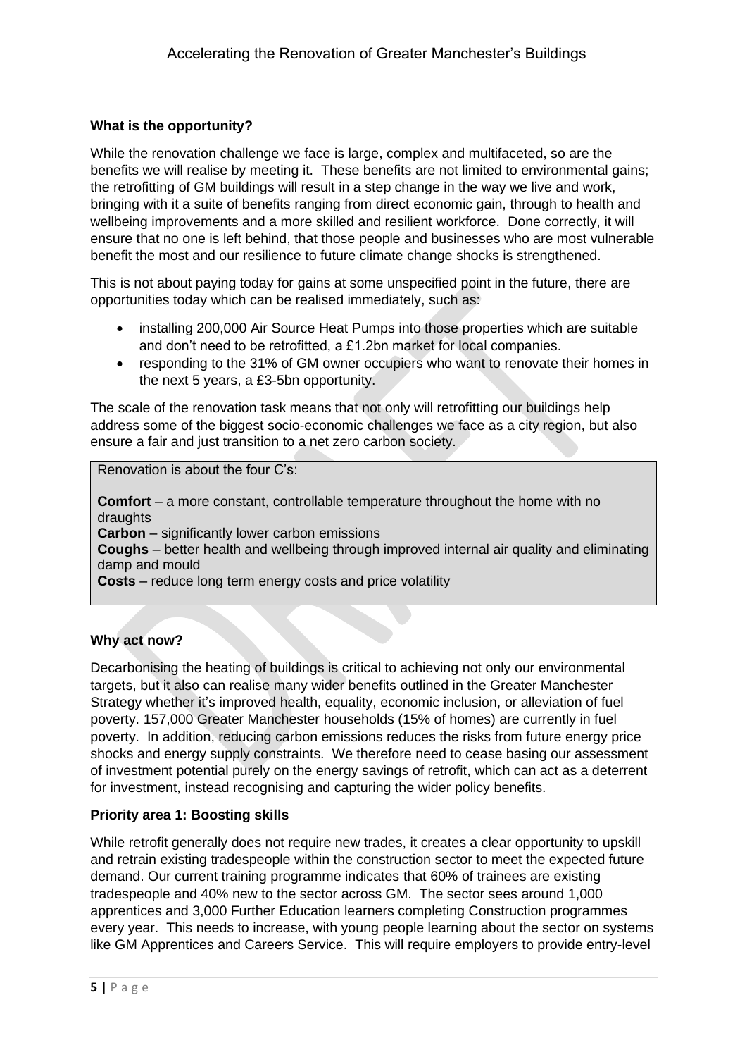**What is the opportunity?**

While the renovation challenge we face is large, complex and multifaceted, so are the benefits we will realise by meeting it. These benefits are not limited to environmental gains; the retrofitting of GM buildings will result in a step change in the way we live and work, bringing with it a suite of benefits ranging from direct economic gain, through to health and wellbeing improvements and a more skilled and resilient workforce. Done correctly, it will ensure that no one is left behind, that those people and businesses who are most vulnerable benefit the most and our resilience to future climate change shocks is strengthened.

This is not about paying today for gains at some unspecified point in the future, there are opportunities today which can be realised immediately, such as:

- installing 200,000 Air Source Heat Pumps into those properties which are suitable and don't need to be retrofitted, a £1.2bn market for local companies.
- responding to the 31% of GM owner occupiers who want to renovate their homes in the next 5 years, a £3-5bn opportunity.

The scale of the renovation task means that not only will retrofitting our buildings help address some of the biggest socio-economic challenges we face as a city region, but also ensure a fair and just transition to a net zero carbon society.

> Renovation is about the four C's:
>
> **Comfort** – a more constant, controllable temperature throughout the home with no draughts
> **Carbon** – significantly lower carbon emissions
> **Coughs** – better health and wellbeing through improved internal air quality and eliminating damp and mould
> **Costs** – reduce long term energy costs and price volatility

**Why act now?**

Decarbonising the heating of buildings is critical to achieving not only our environmental targets, but it also can realise many wider benefits outlined in the Greater Manchester Strategy whether it's improved health, equality, economic inclusion, or alleviation of fuel poverty. 157,000 Greater Manchester households (15% of homes) are currently in fuel poverty. In addition, reducing carbon emissions reduces the risks from future energy price shocks and energy supply constraints. We therefore need to cease basing our assessment of investment potential purely on the energy savings of retrofit, which can act as a deterrent for investment, instead recognising and capturing the wider policy benefits.

**Priority area 1: Boosting skills**

While retrofit generally does not require new trades, it creates a clear opportunity to upskill and retrain existing tradespeople within the construction sector to meet the expected future demand. Our current training programme indicates that 60% of trainees are existing tradespeople and 40% new to the sector across GM. The sector sees around 1,000 apprentices and 3,000 Further Education learners completing Construction programmes every year. This needs to increase, with young people learning about the sector on systems like GM Apprentices and Careers Service. This will require employers to provide entry-level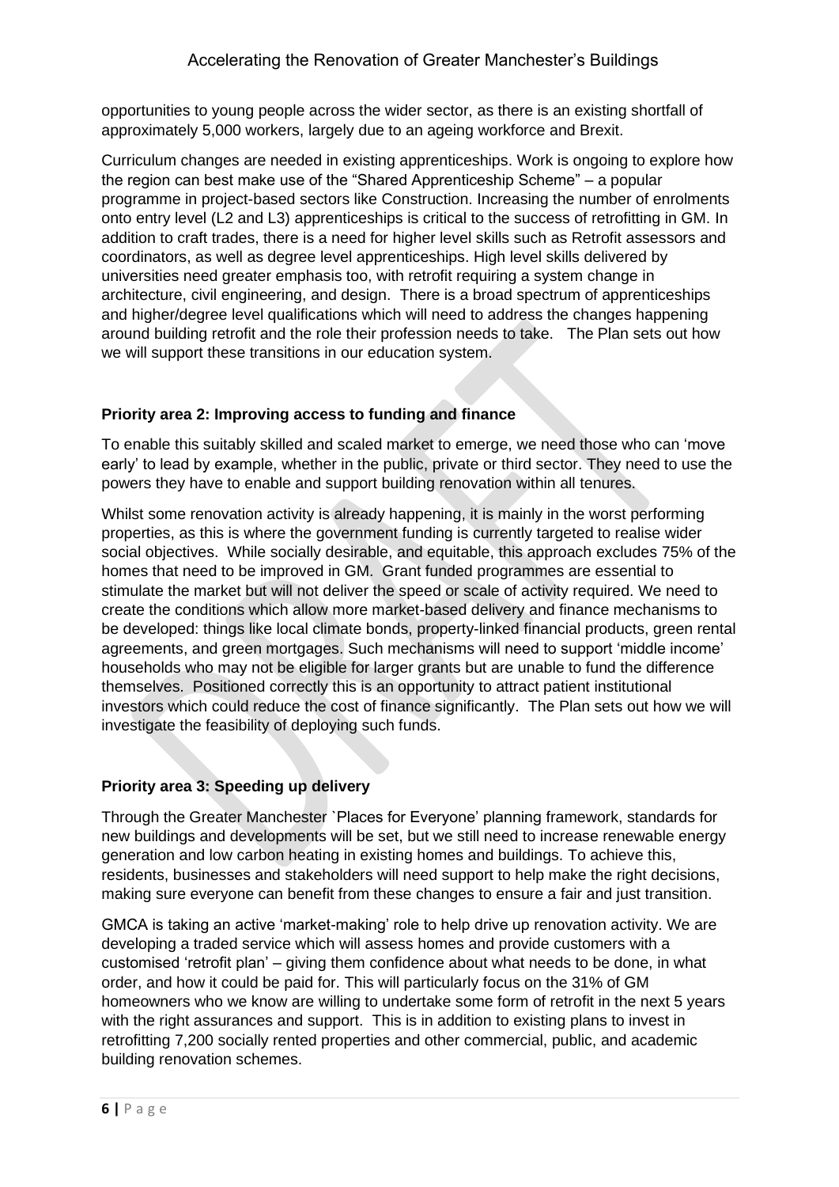opportunities to young people across the wider sector, as there is an existing shortfall of approximately 5,000 workers, largely due to an ageing workforce and Brexit.

Curriculum changes are needed in existing apprenticeships. Work is ongoing to explore how the region can best make use of the "Shared Apprenticeship Scheme" – a popular programme in project-based sectors like Construction. Increasing the number of enrolments onto entry level (L2 and L3) apprenticeships is critical to the success of retrofitting in GM. In addition to craft trades, there is a need for higher level skills such as Retrofit assessors and coordinators, as well as degree level apprenticeships. High level skills delivered by universities need greater emphasis too, with retrofit requiring a system change in architecture, civil engineering, and design. There is a broad spectrum of apprenticeships and higher/degree level qualifications which will need to address the changes happening around building retrofit and the role their profession needs to take. The Plan sets out how we will support these transitions in our education system.

### Priority area 2: Improving access to funding and finance

To enable this suitably skilled and scaled market to emerge, we need those who can 'move early' to lead by example, whether in the public, private or third sector. They need to use the powers they have to enable and support building renovation within all tenures.

Whilst some renovation activity is already happening, it is mainly in the worst performing properties, as this is where the government funding is currently targeted to realise wider social objectives. While socially desirable, and equitable, this approach excludes 75% of the homes that need to be improved in GM. Grant funded programmes are essential to stimulate the market but will not deliver the speed or scale of activity required. We need to create the conditions which allow more market-based delivery and finance mechanisms to be developed: things like local climate bonds, property-linked financial products, green rental agreements, and green mortgages. Such mechanisms will need to support 'middle income' households who may not be eligible for larger grants but are unable to fund the difference themselves. Positioned correctly this is an opportunity to attract patient institutional investors which could reduce the cost of finance significantly. The Plan sets out how we will investigate the feasibility of deploying such funds.

### Priority area 3: Speeding up delivery

Through the Greater Manchester `Places for Everyone' planning framework, standards for new buildings and developments will be set, but we still need to increase renewable energy generation and low carbon heating in existing homes and buildings. To achieve this, residents, businesses and stakeholders will need support to help make the right decisions, making sure everyone can benefit from these changes to ensure a fair and just transition.

GMCA is taking an active 'market-making' role to help drive up renovation activity. We are developing a traded service which will assess homes and provide customers with a customised 'retrofit plan' – giving them confidence about what needs to be done, in what order, and how it could be paid for. This will particularly focus on the 31% of GM homeowners who we know are willing to undertake some form of retrofit in the next 5 years with the right assurances and support. This is in addition to existing plans to invest in retrofitting 7,200 socially rented properties and other commercial, public, and academic building renovation schemes.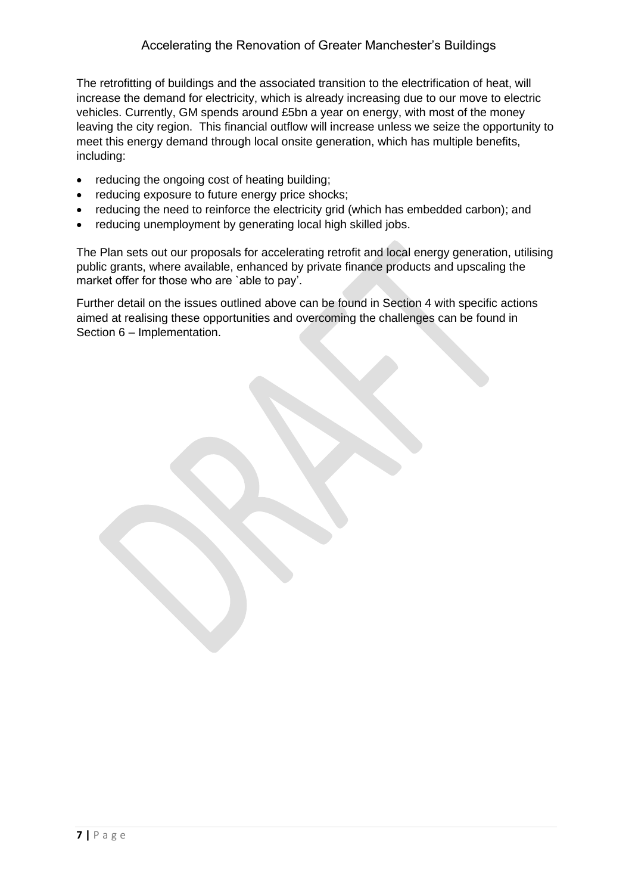The retrofitting of buildings and the associated transition to the electrification of heat, will increase the demand for electricity, which is already increasing due to our move to electric vehicles. Currently, GM spends around £5bn a year on energy, with most of the money leaving the city region. This financial outflow will increase unless we seize the opportunity to meet this energy demand through local onsite generation, which has multiple benefits, including:

- reducing the ongoing cost of heating building;
- reducing exposure to future energy price shocks;
- reducing the need to reinforce the electricity grid (which has embedded carbon); and
- reducing unemployment by generating local high skilled jobs.

The Plan sets out our proposals for accelerating retrofit and local energy generation, utilising public grants, where available, enhanced by private finance products and upscaling the market offer for those who are `able to pay'.

Further detail on the issues outlined above can be found in Section 4 with specific actions aimed at realising these opportunities and overcoming the challenges can be found in Section 6 – Implementation.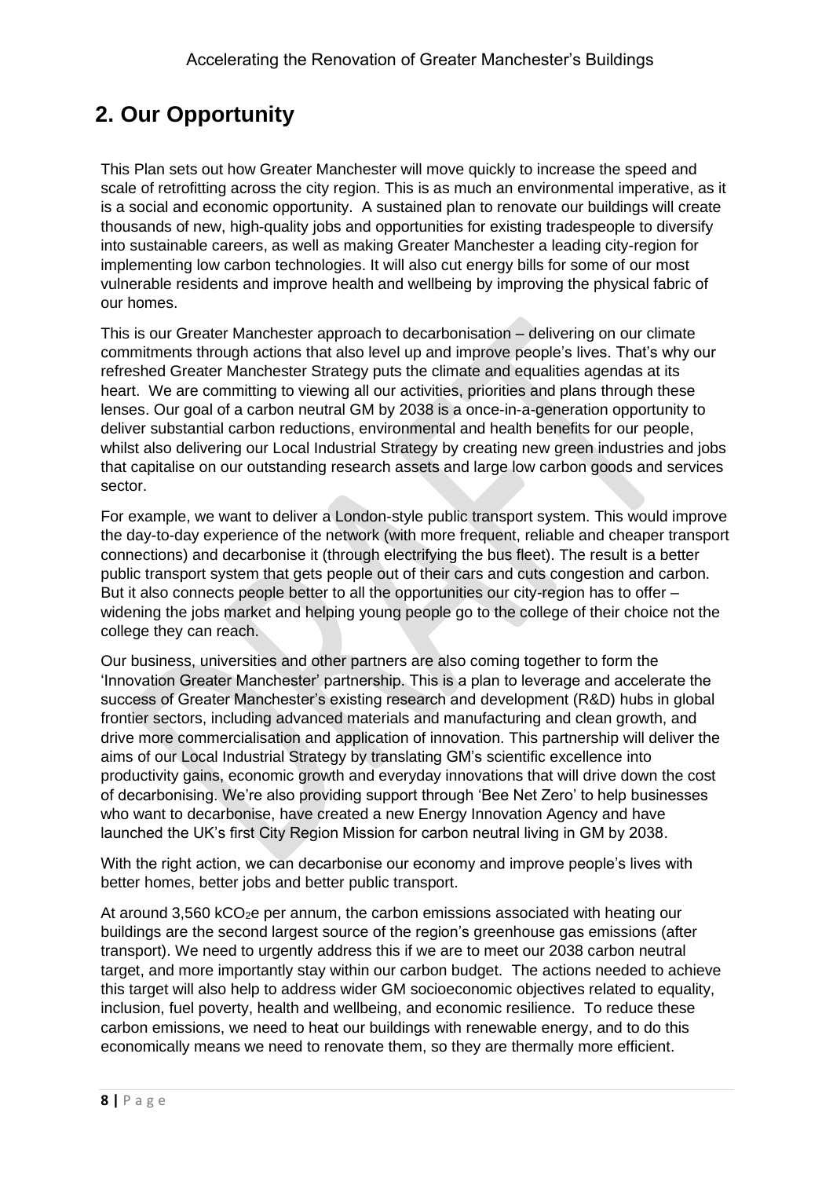## 2. Our Opportunity

This Plan sets out how Greater Manchester will move quickly to increase the speed and scale of retrofitting across the city region. This is as much an environmental imperative, as it is a social and economic opportunity. A sustained plan to renovate our buildings will create thousands of new, high-quality jobs and opportunities for existing tradespeople to diversify into sustainable careers, as well as making Greater Manchester a leading city-region for implementing low carbon technologies. It will also cut energy bills for some of our most vulnerable residents and improve health and wellbeing by improving the physical fabric of our homes.

This is our Greater Manchester approach to decarbonisation – delivering on our climate commitments through actions that also level up and improve people's lives. That's why our refreshed Greater Manchester Strategy puts the climate and equalities agendas at its heart. We are committing to viewing all our activities, priorities and plans through these lenses. Our goal of a carbon neutral GM by 2038 is a once-in-a-generation opportunity to deliver substantial carbon reductions, environmental and health benefits for our people, whilst also delivering our Local Industrial Strategy by creating new green industries and jobs that capitalise on our outstanding research assets and large low carbon goods and services sector.

For example, we want to deliver a London-style public transport system. This would improve the day-to-day experience of the network (with more frequent, reliable and cheaper transport connections) and decarbonise it (through electrifying the bus fleet). The result is a better public transport system that gets people out of their cars and cuts congestion and carbon. But it also connects people better to all the opportunities our city-region has to offer – widening the jobs market and helping young people go to the college of their choice not the college they can reach.

Our business, universities and other partners are also coming together to form the 'Innovation Greater Manchester' partnership. This is a plan to leverage and accelerate the success of Greater Manchester's existing research and development (R&D) hubs in global frontier sectors, including advanced materials and manufacturing and clean growth, and drive more commercialisation and application of innovation. This partnership will deliver the aims of our Local Industrial Strategy by translating GM's scientific excellence into productivity gains, economic growth and everyday innovations that will drive down the cost of decarbonising. We're also providing support through 'Bee Net Zero' to help businesses who want to decarbonise, have created a new Energy Innovation Agency and have launched the UK's first City Region Mission for carbon neutral living in GM by 2038.

With the right action, we can decarbonise our economy and improve people's lives with better homes, better jobs and better public transport.

At around 3,560 $kCO_2e$ per annum, the carbon emissions associated with heating our buildings are the second largest source of the region's greenhouse gas emissions (after transport). We need to urgently address this if we are to meet our 2038 carbon neutral target, and more importantly stay within our carbon budget. The actions needed to achieve this target will also help to address wider GM socioeconomic objectives related to equality, inclusion, fuel poverty, health and wellbeing, and economic resilience. To reduce these carbon emissions, we need to heat our buildings with renewable energy, and to do this economically means we need to renovate them, so they are thermally more efficient.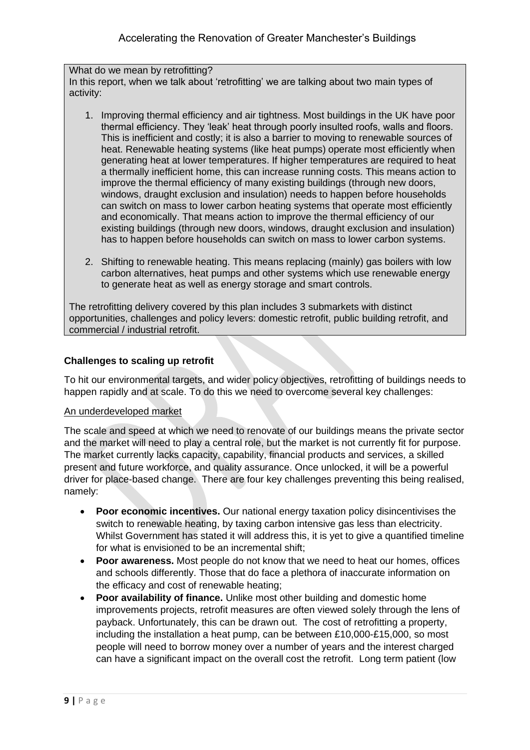What do we mean by retrofitting?
In this report, when we talk about 'retrofitting' we are talking about two main types of activity:

1. Improving thermal efficiency and air tightness. Most buildings in the UK have poor thermal efficiency. They 'leak' heat through poorly insulted roofs, walls and floors. This is inefficient and costly; it is also a barrier to moving to renewable sources of heat. Renewable heating systems (like heat pumps) operate most efficiently when generating heat at lower temperatures. If higher temperatures are required to heat a thermally inefficient home, this can increase running costs. This means action to improve the thermal efficiency of many existing buildings (through new doors, windows, draught exclusion and insulation) needs to happen before households can switch on mass to lower carbon heating systems that operate most efficiently and economically. That means action to improve the thermal efficiency of our existing buildings (through new doors, windows, draught exclusion and insulation) has to happen before households can switch on mass to lower carbon systems.

2. Shifting to renewable heating. This means replacing (mainly) gas boilers with low carbon alternatives, heat pumps and other systems which use renewable energy to generate heat as well as energy storage and smart controls.

The retrofitting delivery covered by this plan includes 3 submarkets with distinct opportunities, challenges and policy levers: domestic retrofit, public building retrofit, and commercial / industrial retrofit.

**Challenges to scaling up retrofit**

To hit our environmental targets, and wider policy objectives, retrofitting of buildings needs to happen rapidly and at scale. To do this we need to overcome several key challenges:

An underdeveloped market

The scale and speed at which we need to renovate of our buildings means the private sector and the market will need to play a central role, but the market is not currently fit for purpose. The market currently lacks capacity, capability, financial products and services, a skilled present and future workforce, and quality assurance. Once unlocked, it will be a powerful driver for place-based change. There are four key challenges preventing this being realised, namely:

- **Poor economic incentives.** Our national energy taxation policy disincentivises the switch to renewable heating, by taxing carbon intensive gas less than electricity. Whilst Government has stated it will address this, it is yet to give a quantified timeline for what is envisioned to be an incremental shift;
- **Poor awareness.** Most people do not know that we need to heat our homes, offices and schools differently. Those that do face a plethora of inaccurate information on the efficacy and cost of renewable heating;
- **Poor availability of finance.** Unlike most other building and domestic home improvements projects, retrofit measures are often viewed solely through the lens of payback. Unfortunately, this can be drawn out. The cost of retrofitting a property, including the installation a heat pump, can be between £10,000-£15,000, so most people will need to borrow money over a number of years and the interest charged can have a significant impact on the overall cost the retrofit. Long term patient (low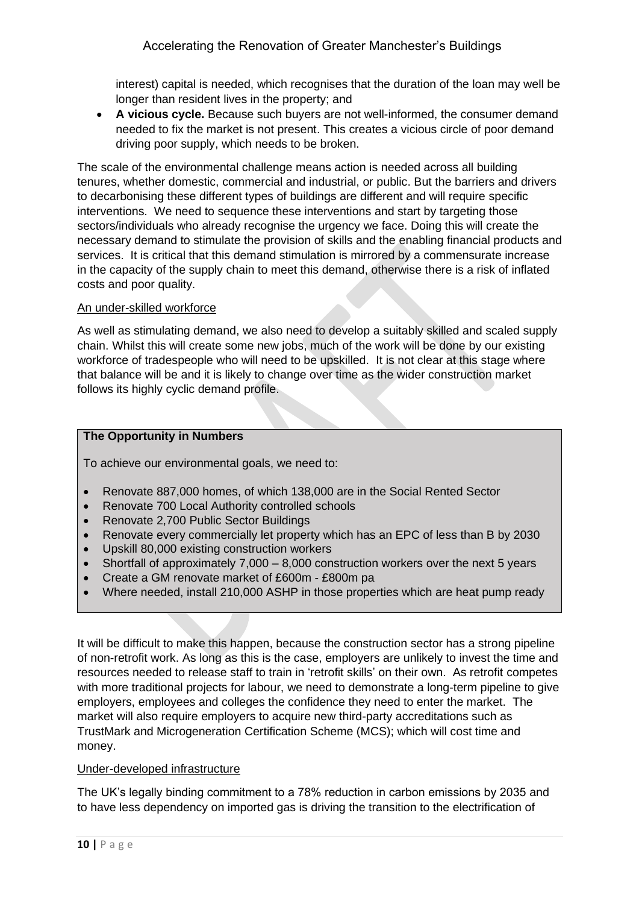interest) capital is needed, which recognises that the duration of the loan may well be longer than resident lives in the property; and

- **A vicious cycle.** Because such buyers are not well-informed, the consumer demand needed to fix the market is not present. This creates a vicious circle of poor demand driving poor supply, which needs to be broken.

The scale of the environmental challenge means action is needed across all building tenures, whether domestic, commercial and industrial, or public. But the barriers and drivers to decarbonising these different types of buildings are different and will require specific interventions. We need to sequence these interventions and start by targeting those sectors/individuals who already recognise the urgency we face. Doing this will create the necessary demand to stimulate the provision of skills and the enabling financial products and services. It is critical that this demand stimulation is mirrored by a commensurate increase in the capacity of the supply chain to meet this demand, otherwise there is a risk of inflated costs and poor quality.

An under-skilled workforce

As well as stimulating demand, we also need to develop a suitably skilled and scaled supply chain. Whilst this will create some new jobs, much of the work will be done by our existing workforce of tradespeople who will need to be upskilled. It is not clear at this stage where that balance will be and it is likely to change over time as the wider construction market follows its highly cyclic demand profile.

**The Opportunity in Numbers**

To achieve our environmental goals, we need to:

- Renovate 887,000 homes, of which 138,000 are in the Social Rented Sector
- Renovate 700 Local Authority controlled schools
- Renovate 2,700 Public Sector Buildings
- Renovate every commercially let property which has an EPC of less than B by 2030
- Upskill 80,000 existing construction workers
- Shortfall of approximately 7,000 – 8,000 construction workers over the next 5 years
- Create a GM renovate market of £600m - £800m pa
- Where needed, install 210,000 ASHP in those properties which are heat pump ready

It will be difficult to make this happen, because the construction sector has a strong pipeline of non-retrofit work. As long as this is the case, employers are unlikely to invest the time and resources needed to release staff to train in 'retrofit skills' on their own. As retrofit competes with more traditional projects for labour, we need to demonstrate a long-term pipeline to give employers, employees and colleges the confidence they need to enter the market. The market will also require employers to acquire new third-party accreditations such as TrustMark and Microgeneration Certification Scheme (MCS); which will cost time and money.

Under-developed infrastructure

The UK's legally binding commitment to a 78% reduction in carbon emissions by 2035 and to have less dependency on imported gas is driving the transition to the electrification of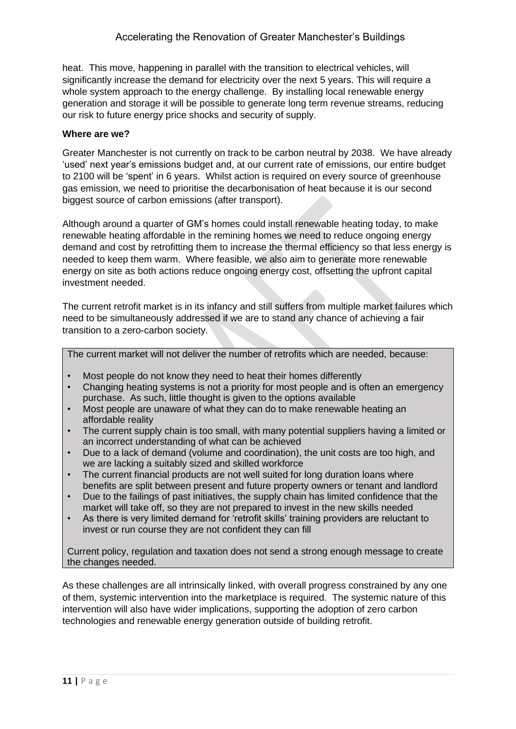heat. This move, happening in parallel with the transition to electrical vehicles, will significantly increase the demand for electricity over the next 5 years. This will require a whole system approach to the energy challenge. By installing local renewable energy generation and storage it will be possible to generate long term revenue streams, reducing our risk to future energy price shocks and security of supply.

**Where are we?**

Greater Manchester is not currently on track to be carbon neutral by 2038. We have already 'used' next year's emissions budget and, at our current rate of emissions, our entire budget to 2100 will be 'spent' in 6 years. Whilst action is required on every source of greenhouse gas emission, we need to prioritise the decarbonisation of heat because it is our second biggest source of carbon emissions (after transport).

Although around a quarter of GM's homes could install renewable heating today, to make renewable heating affordable in the remining homes we need to reduce ongoing energy demand and cost by retrofitting them to increase the thermal efficiency so that less energy is needed to keep them warm. Where feasible, we also aim to generate more renewable energy on site as both actions reduce ongoing energy cost, offsetting the upfront capital investment needed.

The current retrofit market is in its infancy and still suffers from multiple market failures which need to be simultaneously addressed if we are to stand any chance of achieving a fair transition to a zero-carbon society.

> The current market will not deliver the number of retrofits which are needed, because:
>
> - Most people do not know they need to heat their homes differently
> - Changing heating systems is not a priority for most people and is often an emergency purchase. As such, little thought is given to the options available
> - Most people are unaware of what they can do to make renewable heating an affordable reality
> - The current supply chain is too small, with many potential suppliers having a limited or an incorrect understanding of what can be achieved
> - Due to a lack of demand (volume and coordination), the unit costs are too high, and we are lacking a suitably sized and skilled workforce
> - The current financial products are not well suited for long duration loans where benefits are split between present and future property owners or tenant and landlord
> - Due to the failings of past initiatives, the supply chain has limited confidence that the market will take off, so they are not prepared to invest in the new skills needed
> - As there is very limited demand for 'retrofit skills' training providers are reluctant to invest or run course they are not confident they can fill
>
> Current policy, regulation and taxation does not send a strong enough message to create the changes needed.

As these challenges are all intrinsically linked, with overall progress constrained by any one of them, systemic intervention into the marketplace is required. The systemic nature of this intervention will also have wider implications, supporting the adoption of zero carbon technologies and renewable energy generation outside of building retrofit.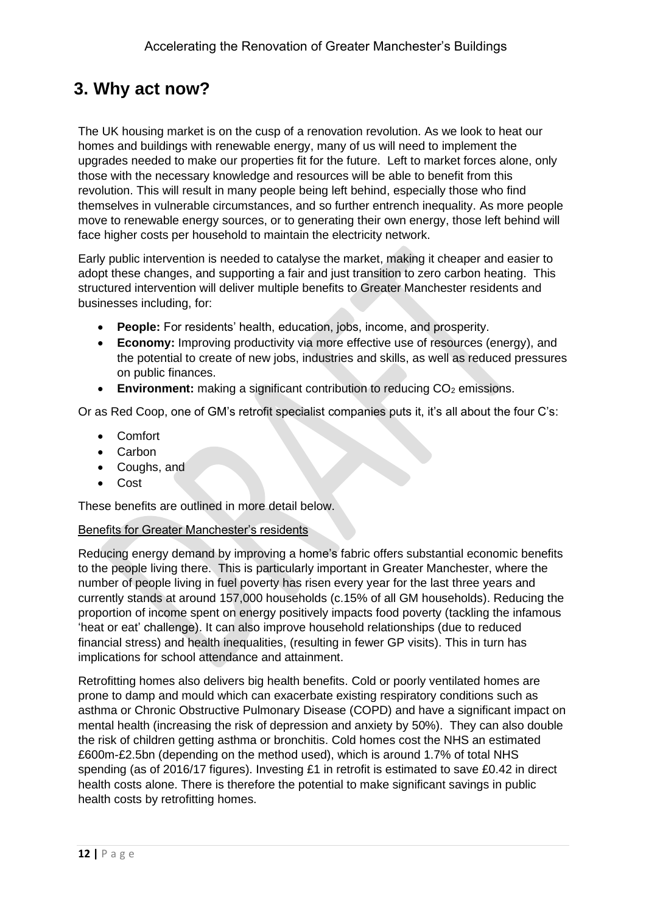## 3. Why act now?

The UK housing market is on the cusp of a renovation revolution. As we look to heat our homes and buildings with renewable energy, many of us will need to implement the upgrades needed to make our properties fit for the future. Left to market forces alone, only those with the necessary knowledge and resources will be able to benefit from this revolution. This will result in many people being left behind, especially those who find themselves in vulnerable circumstances, and so further entrench inequality. As more people move to renewable energy sources, or to generating their own energy, those left behind will face higher costs per household to maintain the electricity network.

Early public intervention is needed to catalyse the market, making it cheaper and easier to adopt these changes, and supporting a fair and just transition to zero carbon heating. This structured intervention will deliver multiple benefits to Greater Manchester residents and businesses including, for:

- **People:** For residents' health, education, jobs, income, and prosperity.
- **Economy:** Improving productivity via more effective use of resources (energy), and the potential to create of new jobs, industries and skills, as well as reduced pressures on public finances.
- **Environment:** making a significant contribution to reducing $CO_2$ emissions.

Or as Red Coop, one of GM's retrofit specialist companies puts it, it's all about the four C's:

- Comfort
- Carbon
- Coughs, and
- Cost

These benefits are outlined in more detail below.

<u>Benefits for Greater Manchester's residents</u>

Reducing energy demand by improving a home's fabric offers substantial economic benefits to the people living there. This is particularly important in Greater Manchester, where the number of people living in fuel poverty has risen every year for the last three years and currently stands at around 157,000 households (c.15% of all GM households). Reducing the proportion of income spent on energy positively impacts food poverty (tackling the infamous 'heat or eat' challenge). It can also improve household relationships (due to reduced financial stress) and health inequalities, (resulting in fewer GP visits). This in turn has implications for school attendance and attainment.

Retrofitting homes also delivers big health benefits. Cold or poorly ventilated homes are prone to damp and mould which can exacerbate existing respiratory conditions such as asthma or Chronic Obstructive Pulmonary Disease (COPD) and have a significant impact on mental health (increasing the risk of depression and anxiety by 50%). They can also double the risk of children getting asthma or bronchitis. Cold homes cost the NHS an estimated £600m-£2.5bn (depending on the method used), which is around 1.7% of total NHS spending (as of 2016/17 figures). Investing £1 in retrofit is estimated to save £0.42 in direct health costs alone. There is therefore the potential to make significant savings in public health costs by retrofitting homes.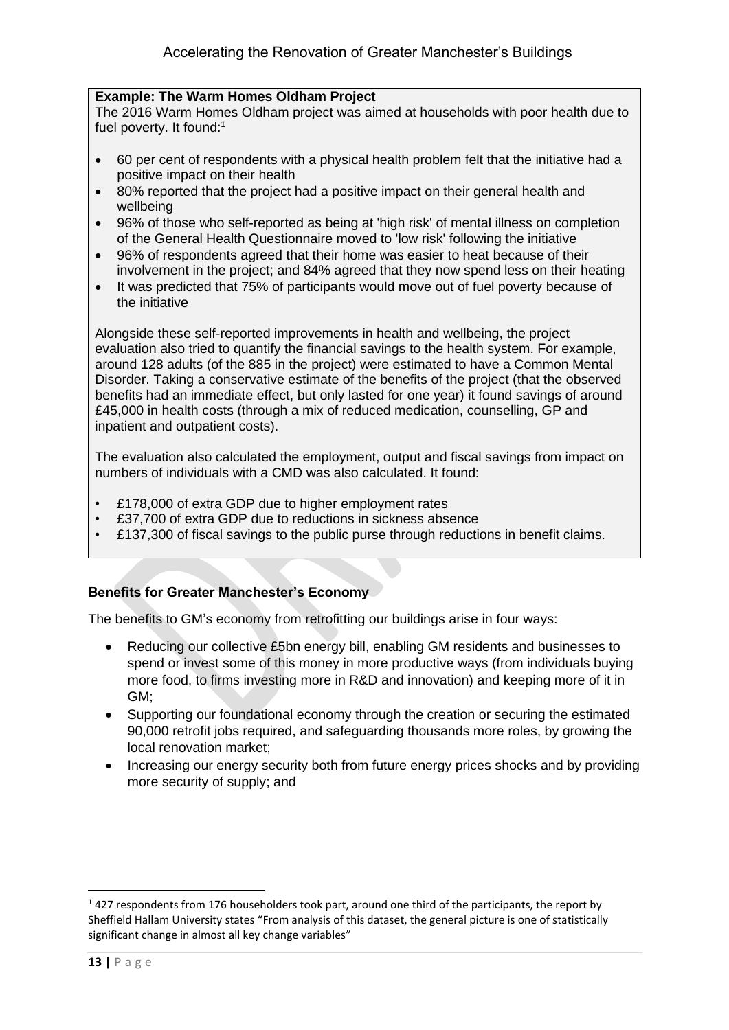**Example: The Warm Homes Oldham Project**

The 2016 Warm Homes Oldham project was aimed at households with poor health due to fuel poverty. It found:[1]

- 60 per cent of respondents with a physical health problem felt that the initiative had a positive impact on their health
- 80% reported that the project had a positive impact on their general health and wellbeing
- 96% of those who self-reported as being at 'high risk' of mental illness on completion of the General Health Questionnaire moved to 'low risk' following the initiative
- 96% of respondents agreed that their home was easier to heat because of their involvement in the project; and 84% agreed that they now spend less on their heating
- It was predicted that 75% of participants would move out of fuel poverty because of the initiative

Alongside these self-reported improvements in health and wellbeing, the project evaluation also tried to quantify the financial savings to the health system. For example, around 128 adults (of the 885 in the project) were estimated to have a Common Mental Disorder. Taking a conservative estimate of the benefits of the project (that the observed benefits had an immediate effect, but only lasted for one year) it found savings of around £45,000 in health costs (through a mix of reduced medication, counselling, GP and inpatient and outpatient costs).

The evaluation also calculated the employment, output and fiscal savings from impact on numbers of individuals with a CMD was also calculated. It found:

- £178,000 of extra GDP due to higher employment rates
- £37,700 of extra GDP due to reductions in sickness absence
- £137,300 of fiscal savings to the public purse through reductions in benefit claims.

**Benefits for Greater Manchester's Economy**

The benefits to GM's economy from retrofitting our buildings arise in four ways:

- Reducing our collective £5bn energy bill, enabling GM residents and businesses to spend or invest some of this money in more productive ways (from individuals buying more food, to firms investing more in R&D and innovation) and keeping more of it in GM;
- Supporting our foundational economy through the creation or securing the estimated 90,000 retrofit jobs required, and safeguarding thousands more roles, by growing the local renovation market;
- Increasing our energy security both from future energy prices shocks and by providing more security of supply; and

---

[1] 427 respondents from 176 householders took part, around one third of the participants, the report by Sheffield Hallam University states "From analysis of this dataset, the general picture is one of statistically significant change in almost all key change variables"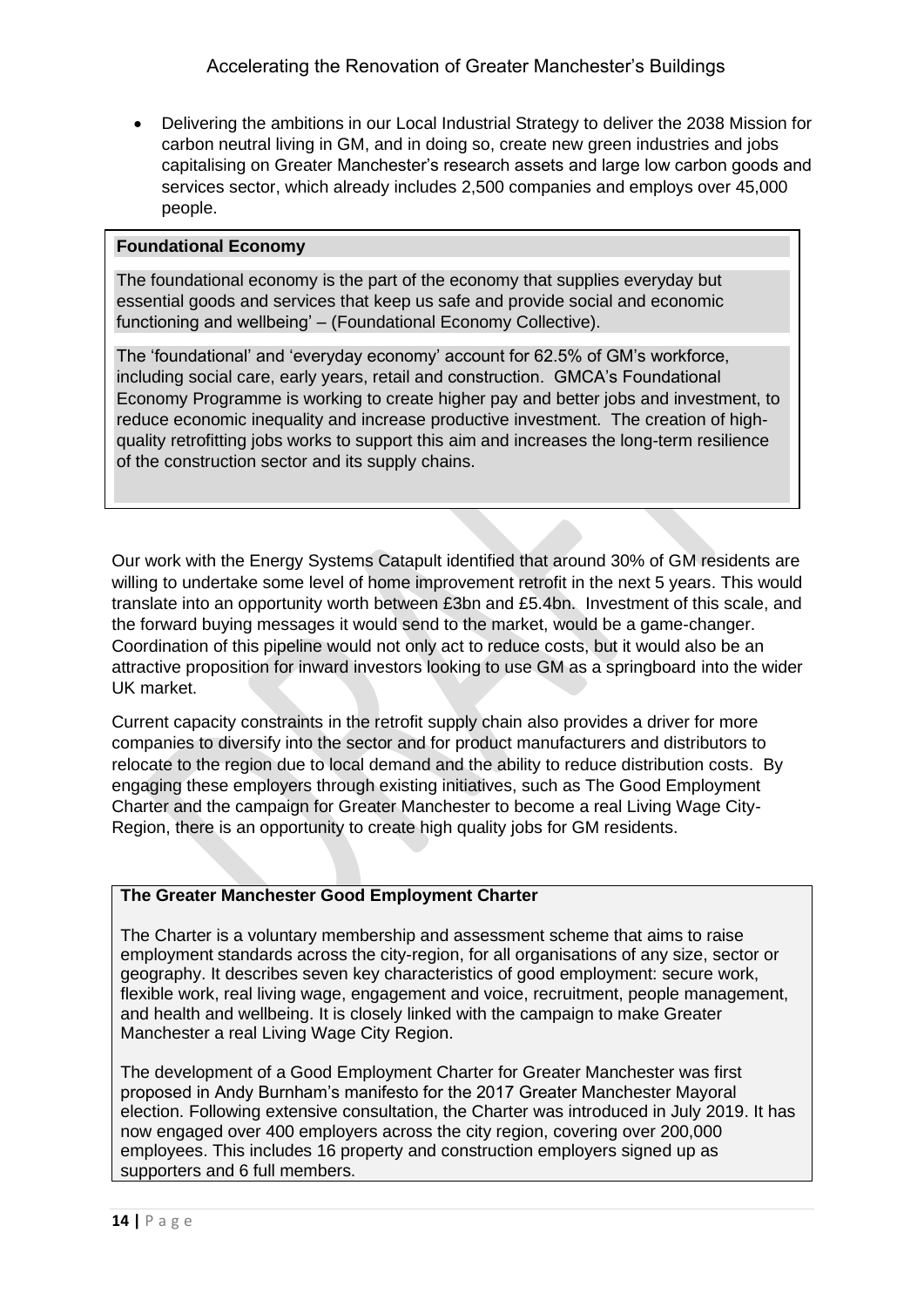- Delivering the ambitions in our Local Industrial Strategy to deliver the 2038 Mission for carbon neutral living in GM, and in doing so, create new green industries and jobs capitalising on Greater Manchester's research assets and large low carbon goods and services sector, which already includes 2,500 companies and employs over 45,000 people.

**Foundational Economy**

The foundational economy is the part of the economy that supplies everyday but essential goods and services that keep us safe and provide social and economic functioning and wellbeing' – (Foundational Economy Collective).

The 'foundational' and 'everyday economy' account for 62.5% of GM's workforce, including social care, early years, retail and construction. GMCA's Foundational Economy Programme is working to create higher pay and better jobs and investment, to reduce economic inequality and increase productive investment. The creation of high-quality retrofitting jobs works to support this aim and increases the long-term resilience of the construction sector and its supply chains.

Our work with the Energy Systems Catapult identified that around 30% of GM residents are willing to undertake some level of home improvement retrofit in the next 5 years. This would translate into an opportunity worth between £3bn and £5.4bn. Investment of this scale, and the forward buying messages it would send to the market, would be a game-changer. Coordination of this pipeline would not only act to reduce costs, but it would also be an attractive proposition for inward investors looking to use GM as a springboard into the wider UK market.

Current capacity constraints in the retrofit supply chain also provides a driver for more companies to diversify into the sector and for product manufacturers and distributors to relocate to the region due to local demand and the ability to reduce distribution costs. By engaging these employers through existing initiatives, such as The Good Employment Charter and the campaign for Greater Manchester to become a real Living Wage City-Region, there is an opportunity to create high quality jobs for GM residents.

**The Greater Manchester Good Employment Charter**

The Charter is a voluntary membership and assessment scheme that aims to raise employment standards across the city-region, for all organisations of any size, sector or geography. It describes seven key characteristics of good employment: secure work, flexible work, real living wage, engagement and voice, recruitment, people management, and health and wellbeing. It is closely linked with the campaign to make Greater Manchester a real Living Wage City Region.

The development of a Good Employment Charter for Greater Manchester was first proposed in Andy Burnham's manifesto for the 2017 Greater Manchester Mayoral election. Following extensive consultation, the Charter was introduced in July 2019. It has now engaged over 400 employers across the city region, covering over 200,000 employees. This includes 16 property and construction employers signed up as supporters and 6 full members.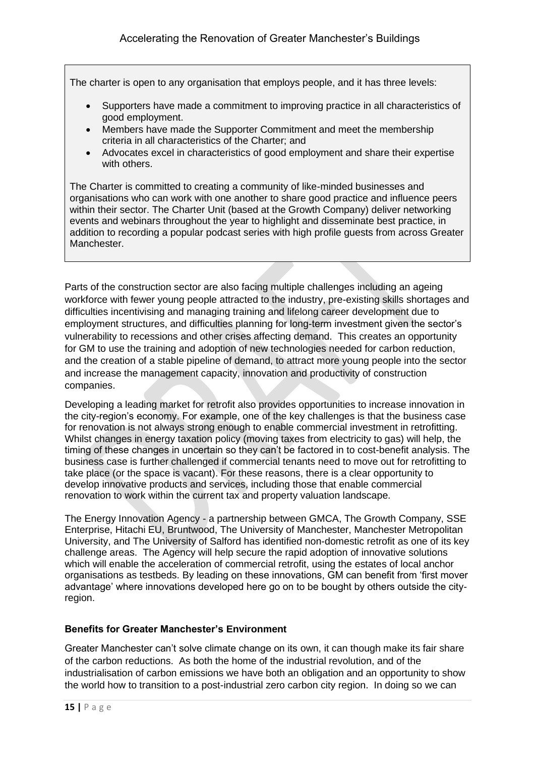The charter is open to any organisation that employs people, and it has three levels:

- Supporters have made a commitment to improving practice in all characteristics of good employment.
- Members have made the Supporter Commitment and meet the membership criteria in all characteristics of the Charter; and
- Advocates excel in characteristics of good employment and share their expertise with others.

The Charter is committed to creating a community of like-minded businesses and organisations who can work with one another to share good practice and influence peers within their sector. The Charter Unit (based at the Growth Company) deliver networking events and webinars throughout the year to highlight and disseminate best practice, in addition to recording a popular podcast series with high profile guests from across Greater Manchester.

Parts of the construction sector are also facing multiple challenges including an ageing workforce with fewer young people attracted to the industry, pre-existing skills shortages and difficulties incentivising and managing training and lifelong career development due to employment structures, and difficulties planning for long-term investment given the sector's vulnerability to recessions and other crises affecting demand. This creates an opportunity for GM to use the training and adoption of new technologies needed for carbon reduction, and the creation of a stable pipeline of demand, to attract more young people into the sector and increase the management capacity, innovation and productivity of construction companies.

Developing a leading market for retrofit also provides opportunities to increase innovation in the city-region's economy. For example, one of the key challenges is that the business case for renovation is not always strong enough to enable commercial investment in retrofitting. Whilst changes in energy taxation policy (moving taxes from electricity to gas) will help, the timing of these changes in uncertain so they can't be factored in to cost-benefit analysis. The business case is further challenged if commercial tenants need to move out for retrofitting to take place (or the space is vacant). For these reasons, there is a clear opportunity to develop innovative products and services, including those that enable commercial renovation to work within the current tax and property valuation landscape.

The Energy Innovation Agency - a partnership between GMCA, The Growth Company, SSE Enterprise, Hitachi EU, Bruntwood, The University of Manchester, Manchester Metropolitan University, and The University of Salford has identified non-domestic retrofit as one of its key challenge areas. The Agency will help secure the rapid adoption of innovative solutions which will enable the acceleration of commercial retrofit, using the estates of local anchor organisations as testbeds. By leading on these innovations, GM can benefit from 'first mover advantage' where innovations developed here go on to be bought by others outside the city-region.

**Benefits for Greater Manchester's Environment**

Greater Manchester can't solve climate change on its own, it can though make its fair share of the carbon reductions. As both the home of the industrial revolution, and of the industrialisation of carbon emissions we have both an obligation and an opportunity to show the world how to transition to a post-industrial zero carbon city region. In doing so we can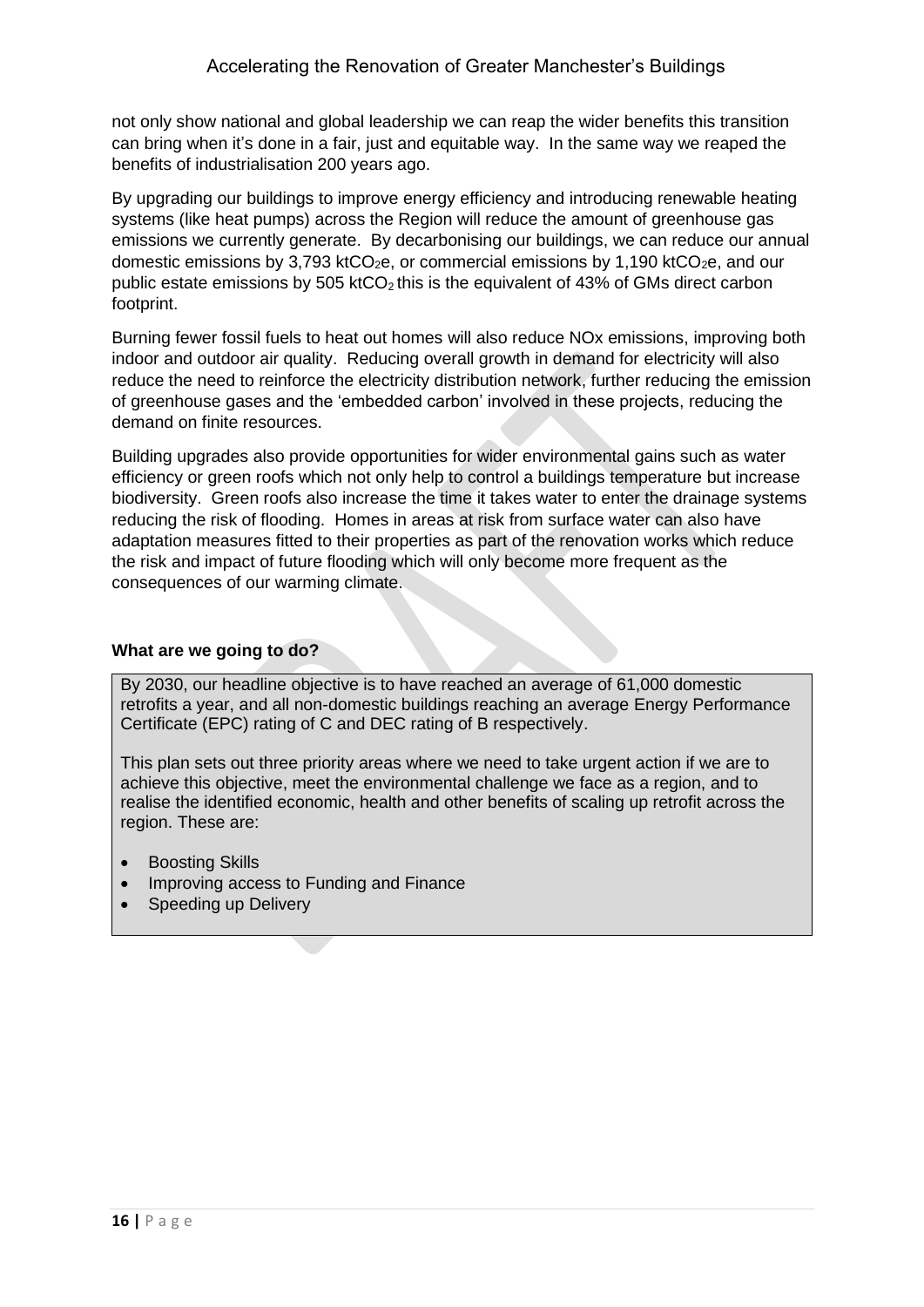not only show national and global leadership we can reap the wider benefits this transition can bring when it's done in a fair, just and equitable way. In the same way we reaped the benefits of industrialisation 200 years ago.

By upgrading our buildings to improve energy efficiency and introducing renewable heating systems (like heat pumps) across the Region will reduce the amount of greenhouse gas emissions we currently generate. By decarbonising our buildings, we can reduce our annual domestic emissions by 3,793 kt$CO_2$e, or commercial emissions by 1,190 kt$CO_2$e, and our public estate emissions by 505 kt$CO_2$ this is the equivalent of 43% of GMs direct carbon footprint.

Burning fewer fossil fuels to heat out homes will also reduce NOx emissions, improving both indoor and outdoor air quality. Reducing overall growth in demand for electricity will also reduce the need to reinforce the electricity distribution network, further reducing the emission of greenhouse gases and the 'embedded carbon' involved in these projects, reducing the demand on finite resources.

Building upgrades also provide opportunities for wider environmental gains such as water efficiency or green roofs which not only help to control a buildings temperature but increase biodiversity. Green roofs also increase the time it takes water to enter the drainage systems reducing the risk of flooding. Homes in areas at risk from surface water can also have adaptation measures fitted to their properties as part of the renovation works which reduce the risk and impact of future flooding which will only become more frequent as the consequences of our warming climate.

**What are we going to do?**

By 2030, our headline objective is to have reached an average of 61,000 domestic retrofits a year, and all non-domestic buildings reaching an average Energy Performance Certificate (EPC) rating of C and DEC rating of B respectively.

This plan sets out three priority areas where we need to take urgent action if we are to achieve this objective, meet the environmental challenge we face as a region, and to realise the identified economic, health and other benefits of scaling up retrofit across the region. These are:

- Boosting Skills
- Improving access to Funding and Finance
- Speeding up Delivery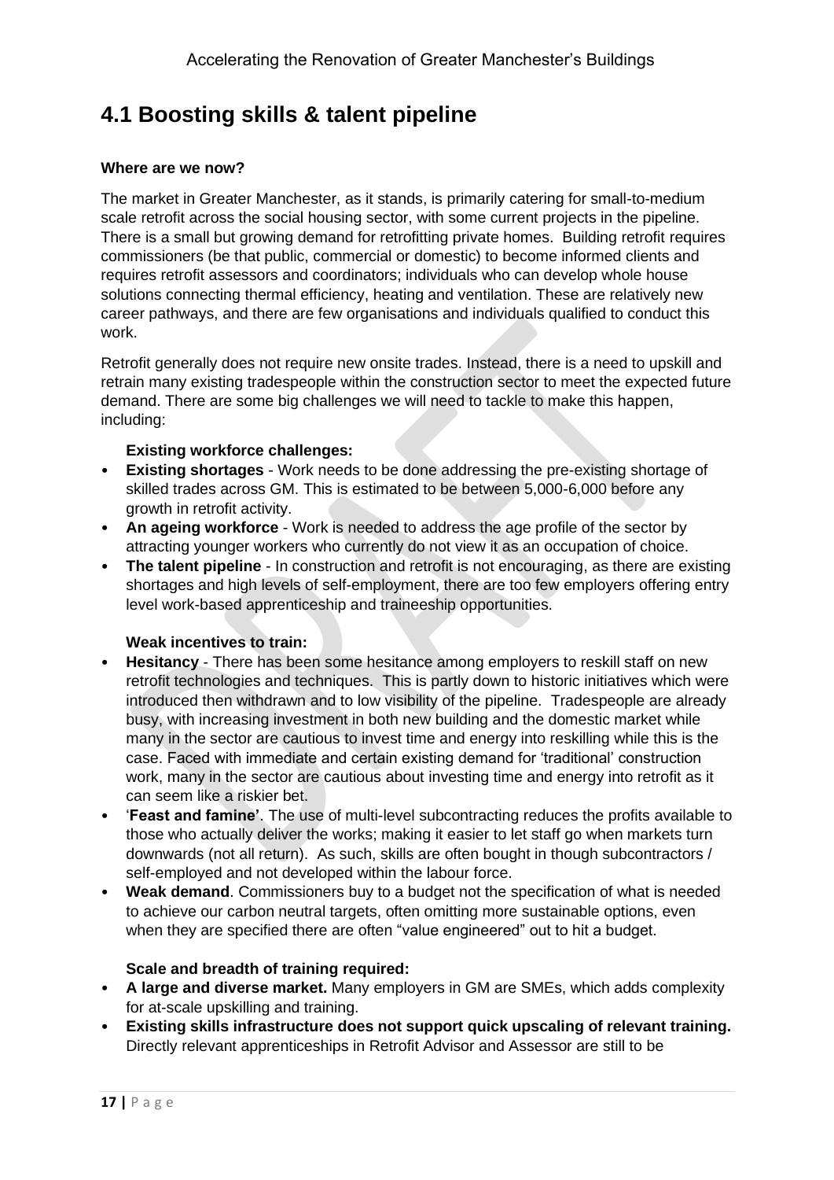## 4.1 Boosting skills & talent pipeline

**Where are we now?**

The market in Greater Manchester, as it stands, is primarily catering for small-to-medium scale retrofit across the social housing sector, with some current projects in the pipeline. There is a small but growing demand for retrofitting private homes. Building retrofit requires commissioners (be that public, commercial or domestic) to become informed clients and requires retrofit assessors and coordinators; individuals who can develop whole house solutions connecting thermal efficiency, heating and ventilation. These are relatively new career pathways, and there are few organisations and individuals qualified to conduct this work.

Retrofit generally does not require new onsite trades. Instead, there is a need to upskill and retrain many existing tradespeople within the construction sector to meet the expected future demand. There are some big challenges we will need to tackle to make this happen, including:

**Existing workforce challenges:**

- **Existing shortages** - Work needs to be done addressing the pre-existing shortage of skilled trades across GM. This is estimated to be between 5,000-6,000 before any growth in retrofit activity.
- **An ageing workforce** - Work is needed to address the age profile of the sector by attracting younger workers who currently do not view it as an occupation of choice.
- **The talent pipeline** - In construction and retrofit is not encouraging, as there are existing shortages and high levels of self-employment, there are too few employers offering entry level work-based apprenticeship and traineeship opportunities.

**Weak incentives to train:**

- **Hesitancy** - There has been some hesitance among employers to reskill staff on new retrofit technologies and techniques. This is partly down to historic initiatives which were introduced then withdrawn and to low visibility of the pipeline. Tradespeople are already busy, with increasing investment in both new building and the domestic market while many in the sector are cautious to invest time and energy into reskilling while this is the case. Faced with immediate and certain existing demand for 'traditional' construction work, many in the sector are cautious about investing time and energy into retrofit as it can seem like a riskier bet.
- '**Feast and famine'**. The use of multi-level subcontracting reduces the profits available to those who actually deliver the works; making it easier to let staff go when markets turn downwards (not all return). As such, skills are often bought in though subcontractors / self-employed and not developed within the labour force.
- **Weak demand**. Commissioners buy to a budget not the specification of what is needed to achieve our carbon neutral targets, often omitting more sustainable options, even when they are specified there are often "value engineered" out to hit a budget.

**Scale and breadth of training required:**

- **A large and diverse market.** Many employers in GM are SMEs, which adds complexity for at-scale upskilling and training.
- **Existing skills infrastructure does not support quick upscaling of relevant training.** Directly relevant apprenticeships in Retrofit Advisor and Assessor are still to be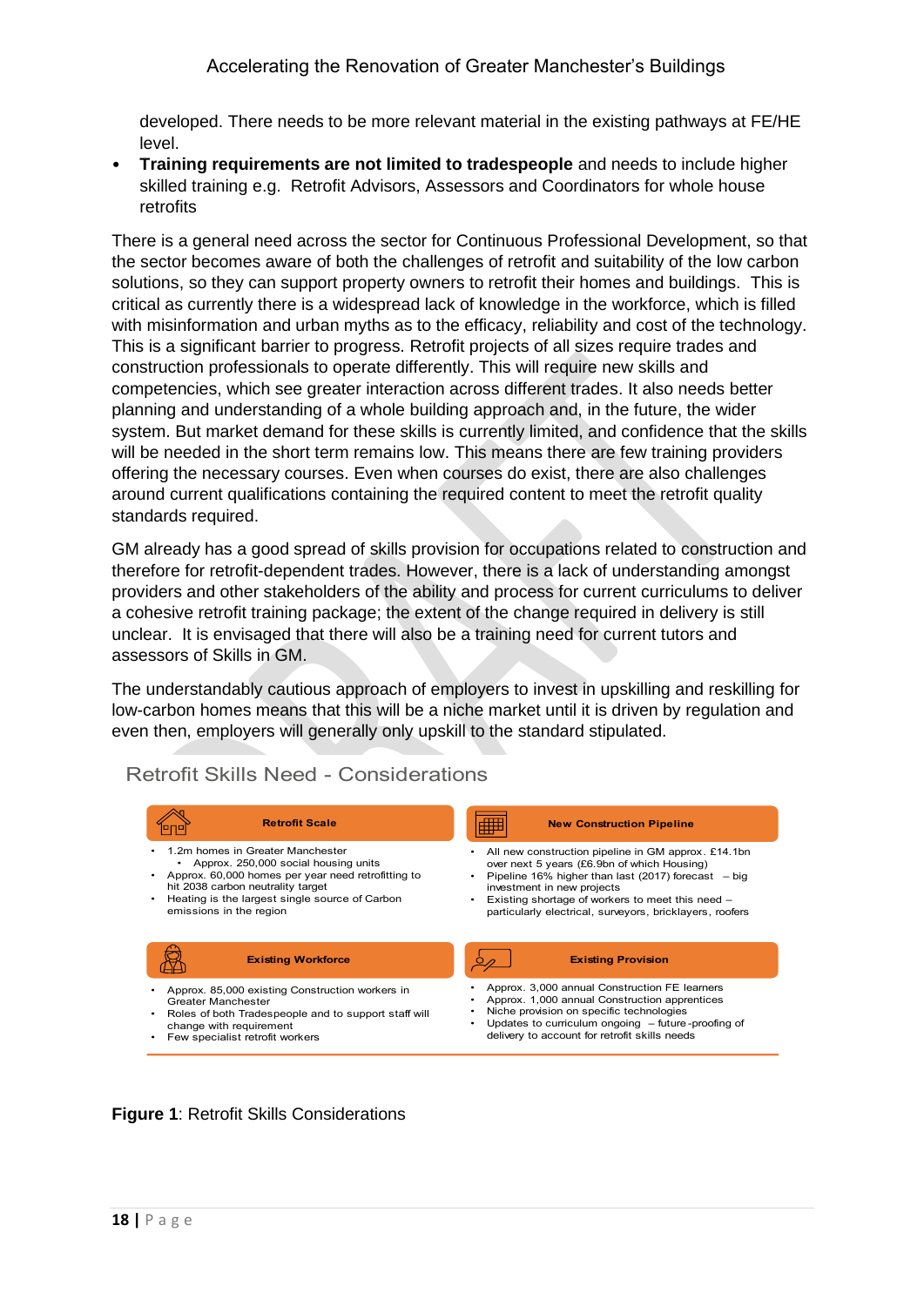developed. There needs to be more relevant material in the existing pathways at FE/HE level.

- **Training requirements are not limited to tradespeople** and needs to include higher skilled training e.g. Retrofit Advisors, Assessors and Coordinators for whole house retrofits

There is a general need across the sector for Continuous Professional Development, so that the sector becomes aware of both the challenges of retrofit and suitability of the low carbon solutions, so they can support property owners to retrofit their homes and buildings. This is critical as currently there is a widespread lack of knowledge in the workforce, which is filled with misinformation and urban myths as to the efficacy, reliability and cost of the technology. This is a significant barrier to progress. Retrofit projects of all sizes require trades and construction professionals to operate differently. This will require new skills and competencies, which see greater interaction across different trades. It also needs better planning and understanding of a whole building approach and, in the future, the wider system. But market demand for these skills is currently limited, and confidence that the skills will be needed in the short term remains low. This means there are few training providers offering the necessary courses. Even when courses do exist, there are also challenges around current qualifications containing the required content to meet the retrofit quality standards required.

GM already has a good spread of skills provision for occupations related to construction and therefore for retrofit-dependent trades. However, there is a lack of understanding amongst providers and other stakeholders of the ability and process for current curriculums to deliver a cohesive retrofit training package; the extent of the change required in delivery is still unclear. It is envisaged that there will also be a training need for current tutors and assessors of Skills in GM.

The understandably cautious approach of employers to invest in upskilling and reskilling for low-carbon homes means that this will be a niche market until it is driven by regulation and even then, employers will generally only upskill to the standard stipulated.

## Retrofit Skills Need - Considerations

**Retrofit Scale**

- 1.2m homes in Greater Manchester
  - Approx. 250,000 social housing units
- Approx. 60,000 homes per year need retrofitting to hit 2038 carbon neutrality target
- Heating is the largest single source of Carbon emissions in the region

**New Construction Pipeline**

- All new construction pipeline in GM approx. £14.1bn over next 5 years (£6.9bn of which Housing)
- Pipeline 16% higher than last (2017) forecast – big investment in new projects
- Existing shortage of workers to meet this need – particularly electrical, surveyors, bricklayers, roofers

**Existing Workforce**

- Approx. 85,000 existing Construction workers in Greater Manchester
- Roles of both Tradespeople and to support staff will change with requirement
- Few specialist retrofit workers

**Existing Provision**

- Approx. 3,000 annual Construction FE learners
- Approx. 1,000 annual Construction apprentices
- Niche provision on specific technologies
- Updates to curriculum ongoing – future-proofing of delivery to account for retrofit skills needs

**Figure 1**: Retrofit Skills Considerations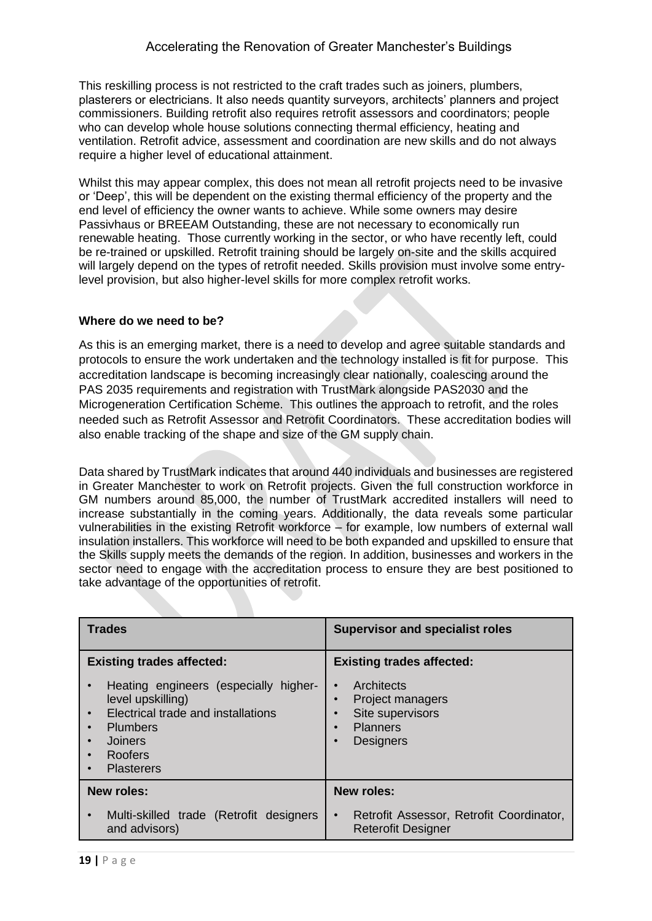This reskilling process is not restricted to the craft trades such as joiners, plumbers, plasterers or electricians. It also needs quantity surveyors, architects' planners and project commissioners. Building retrofit also requires retrofit assessors and coordinators; people who can develop whole house solutions connecting thermal efficiency, heating and ventilation. Retrofit advice, assessment and coordination are new skills and do not always require a higher level of educational attainment.

Whilst this may appear complex, this does not mean all retrofit projects need to be invasive or 'Deep', this will be dependent on the existing thermal efficiency of the property and the end level of efficiency the owner wants to achieve. While some owners may desire Passivhaus or BREEAM Outstanding, these are not necessary to economically run renewable heating. Those currently working in the sector, or who have recently left, could be re-trained or upskilled. Retrofit training should be largely on-site and the skills acquired will largely depend on the types of retrofit needed. Skills provision must involve some entry-level provision, but also higher-level skills for more complex retrofit works.

**Where do we need to be?**

As this is an emerging market, there is a need to develop and agree suitable standards and protocols to ensure the work undertaken and the technology installed is fit for purpose. This accreditation landscape is becoming increasingly clear nationally, coalescing around the PAS 2035 requirements and registration with TrustMark alongside PAS2030 and the Microgeneration Certification Scheme. This outlines the approach to retrofit, and the roles needed such as Retrofit Assessor and Retrofit Coordinators. These accreditation bodies will also enable tracking of the shape and size of the GM supply chain.

Data shared by TrustMark indicates that around 440 individuals and businesses are registered in Greater Manchester to work on Retrofit projects. Given the full construction workforce in GM numbers around 85,000, the number of TrustMark accredited installers will need to increase substantially in the coming years. Additionally, the data reveals some particular vulnerabilities in the existing Retrofit workforce – for example, low numbers of external wall insulation installers. This workforce will need to be both expanded and upskilled to ensure that the Skills supply meets the demands of the region. In addition, businesses and workers in the sector need to engage with the accreditation process to ensure they are best positioned to take advantage of the opportunities of retrofit.

| **Trades** | **Supervisor and specialist roles** |
|---|---|
| **Existing trades affected:**<br>• Heating engineers (especially higher-level upskilling)<br>• Electrical trade and installations<br>• Plumbers<br>• Joiners<br>• Roofers<br>• Plasterers | **Existing trades affected:**<br>• Architects<br>• Project managers<br>• Site supervisors<br>• Planners<br>• Designers |
| **New roles:**<br>• Multi-skilled trade (Retrofit designers and advisors) | **New roles:**<br>• Retrofit Assessor, Retrofit Coordinator, Reterofit Designer |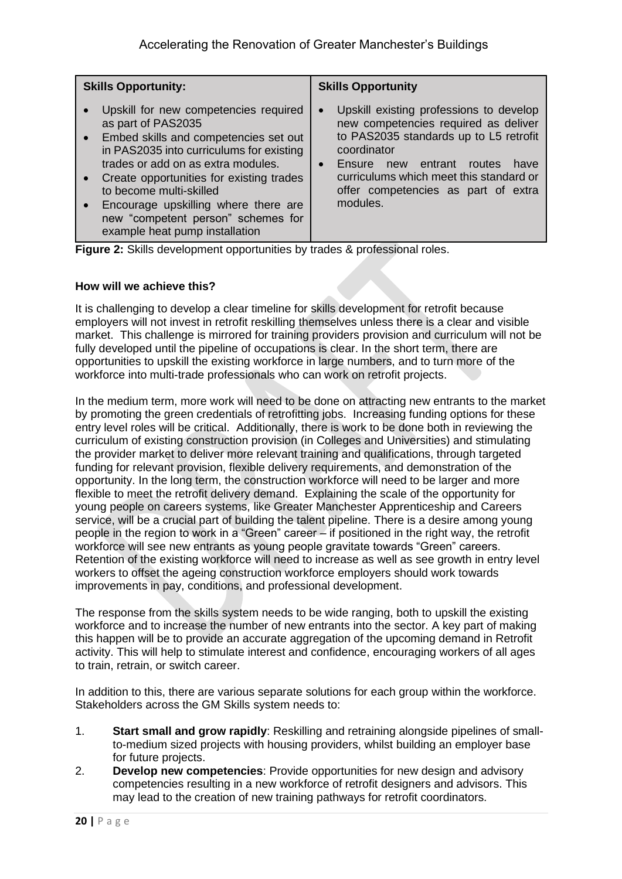| Skills Opportunity: | Skills Opportunity |
|---|---|
| • Upskill for new competencies required as part of PAS2035<br>• Embed skills and competencies set out in PAS2035 into curriculums for existing trades or add on as extra modules.<br>• Create opportunities for existing trades to become multi-skilled<br>• Encourage upskilling where there are new "competent person" schemes for example heat pump installation | • Upskill existing professions to develop new competencies required as deliver to PAS2035 standards up to L5 retrofit coordinator<br>• Ensure new entrant routes have curriculums which meet this standard or offer competencies as part of extra modules. |

**Figure 2:** Skills development opportunities by trades & professional roles.

**How will we achieve this?**

It is challenging to develop a clear timeline for skills development for retrofit because employers will not invest in retrofit reskilling themselves unless there is a clear and visible market. This challenge is mirrored for training providers provision and curriculum will not be fully developed until the pipeline of occupations is clear. In the short term, there are opportunities to upskill the existing workforce in large numbers, and to turn more of the workforce into multi-trade professionals who can work on retrofit projects.

In the medium term, more work will need to be done on attracting new entrants to the market by promoting the green credentials of retrofitting jobs. Increasing funding options for these entry level roles will be critical. Additionally, there is work to be done both in reviewing the curriculum of existing construction provision (in Colleges and Universities) and stimulating the provider market to deliver more relevant training and qualifications, through targeted funding for relevant provision, flexible delivery requirements, and demonstration of the opportunity. In the long term, the construction workforce will need to be larger and more flexible to meet the retrofit delivery demand. Explaining the scale of the opportunity for young people on careers systems, like Greater Manchester Apprenticeship and Careers service, will be a crucial part of building the talent pipeline. There is a desire among young people in the region to work in a "Green" career – if positioned in the right way, the retrofit workforce will see new entrants as young people gravitate towards "Green" careers. Retention of the existing workforce will need to increase as well as see growth in entry level workers to offset the ageing construction workforce employers should work towards improvements in pay, conditions, and professional development.

The response from the skills system needs to be wide ranging, both to upskill the existing workforce and to increase the number of new entrants into the sector. A key part of making this happen will be to provide an accurate aggregation of the upcoming demand in Retrofit activity. This will help to stimulate interest and confidence, encouraging workers of all ages to train, retrain, or switch career.

In addition to this, there are various separate solutions for each group within the workforce. Stakeholders across the GM Skills system needs to:

1. **Start small and grow rapidly**: Reskilling and retraining alongside pipelines of small-to-medium sized projects with housing providers, whilst building an employer base for future projects.
2. **Develop new competencies**: Provide opportunities for new design and advisory competencies resulting in a new workforce of retrofit designers and advisors. This may lead to the creation of new training pathways for retrofit coordinators.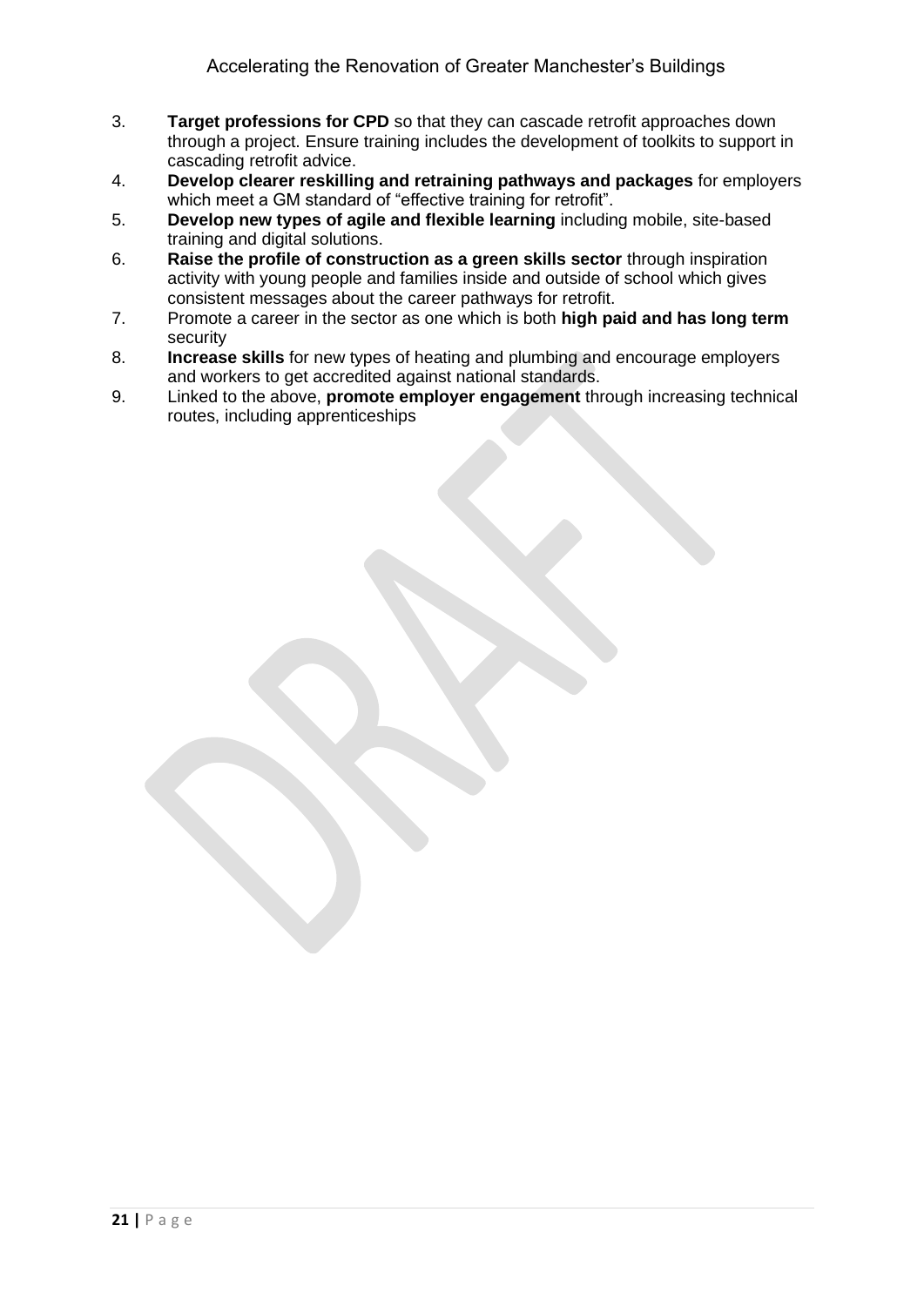3. **Target professions for CPD** so that they can cascade retrofit approaches down through a project. Ensure training includes the development of toolkits to support in cascading retrofit advice.
4. **Develop clearer reskilling and retraining pathways and packages** for employers which meet a GM standard of "effective training for retrofit".
5. **Develop new types of agile and flexible learning** including mobile, site-based training and digital solutions.
6. **Raise the profile of construction as a green skills sector** through inspiration activity with young people and families inside and outside of school which gives consistent messages about the career pathways for retrofit.
7. Promote a career in the sector as one which is both **high paid and has long term** security
8. **Increase skills** for new types of heating and plumbing and encourage employers and workers to get accredited against national standards.
9. Linked to the above, **promote employer engagement** through increasing technical routes, including apprenticeships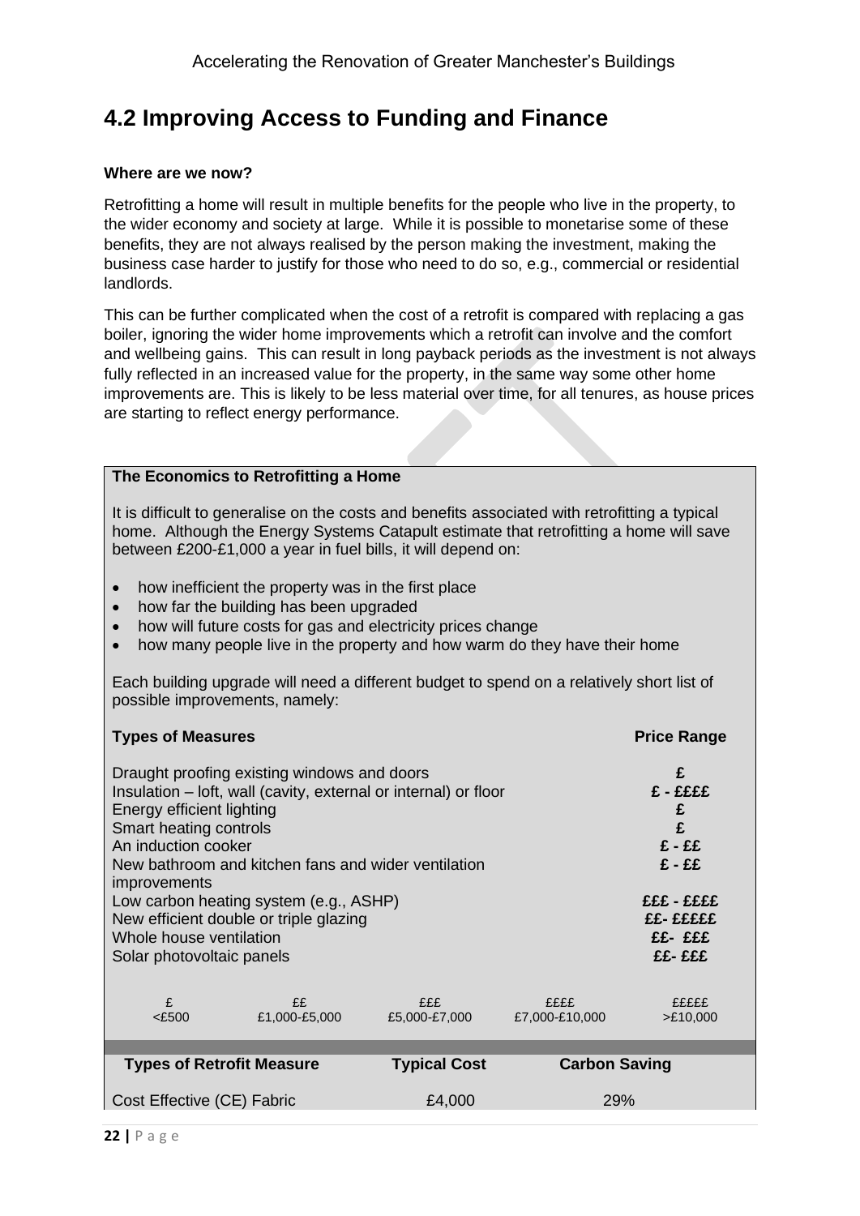## 4.2 Improving Access to Funding and Finance

**Where are we now?**

Retrofitting a home will result in multiple benefits for the people who live in the property, to the wider economy and society at large. While it is possible to monetarise some of these benefits, they are not always realised by the person making the investment, making the business case harder to justify for those who need to do so, e.g., commercial or residential landlords.

This can be further complicated when the cost of a retrofit is compared with replacing a gas boiler, ignoring the wider home improvements which a retrofit can involve and the comfort and wellbeing gains. This can result in long payback periods as the investment is not always fully reflected in an increased value for the property, in the same way some other home improvements are. This is likely to be less material over time, for all tenures, as house prices are starting to reflect energy performance.

**The Economics to Retrofitting a Home**

It is difficult to generalise on the costs and benefits associated with retrofitting a typical home. Although the Energy Systems Catapult estimate that retrofitting a home will save between £200-£1,000 a year in fuel bills, it will depend on:

- how inefficient the property was in the first place
- how far the building has been upgraded
- how will future costs for gas and electricity prices change
- how many people live in the property and how warm do they have their home

Each building upgrade will need a different budget to spend on a relatively short list of possible improvements, namely:

| Types of Measures | Price Range |
|---|---|
| Draught proofing existing windows and doors | £ |
| Insulation – loft, wall (cavity, external or internal) or floor | £ - ££££ |
| Energy efficient lighting | £ |
| Smart heating controls | £ |
| An induction cooker | £ - ££ |
| New bathroom and kitchen fans and wider ventilation improvements | £ - ££ |
| Low carbon heating system (e.g., ASHP) | £££ - ££££ |
| New efficient double or triple glazing | ££- £££££ |
| Whole house ventilation | ££- £££ |
| Solar photovoltaic panels | ££- £££ |

| £ | ££ | £££ | ££££ | £££££ |
|---|---|---|---|---|
| <£500 | £1,000-£5,000 | £5,000-£7,000 | £7,000-£10,000 | >£10,000 |

| Types of Retrofit Measure | Typical Cost | Carbon Saving |
|---|---|---|
| Cost Effective (CE) Fabric | £4,000 | 29% |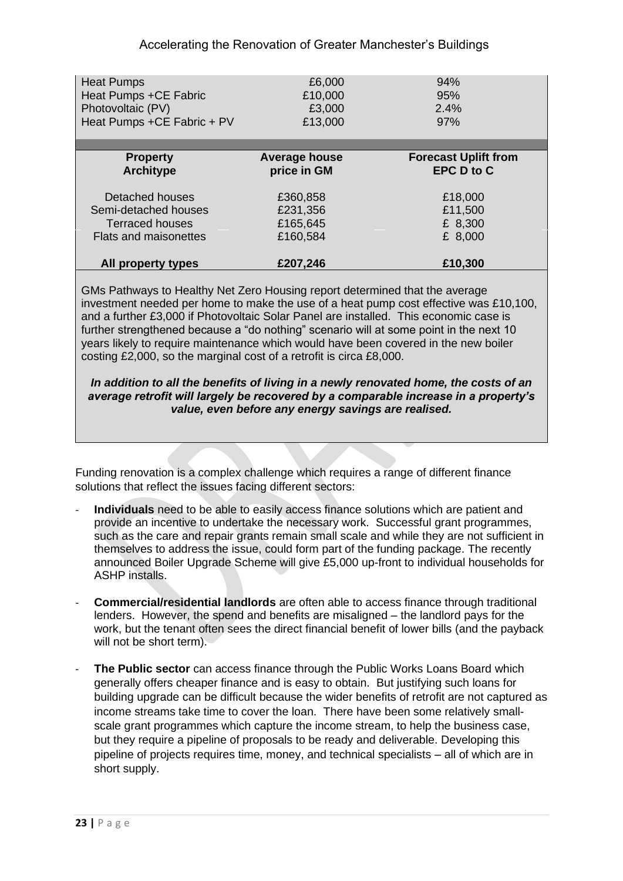| | | |
|---|---|---|
| Heat Pumps | £6,000 | 94% |
| Heat Pumps +CE Fabric | £10,000 | 95% |
| Photovoltaic (PV) | £3,000 | 2.4% |
| Heat Pumps +CE Fabric + PV | £13,000 | 97% |

| Property Architype | Average house price in GM | Forecast Uplift from EPC D to C |
|---|---|---|
| Detached houses | £360,858 | £18,000 |
| Semi-detached houses | £231,356 | £11,500 |
| Terraced houses | £165,645 | £ 8,300 |
| Flats and maisonettes | £160,584 | £ 8,000 |
| **All property types** | **£207,246** | **£10,300** |

GMs Pathways to Healthy Net Zero Housing report determined that the average investment needed per home to make the use of a heat pump cost effective was £10,100, and a further £3,000 if Photovoltaic Solar Panel are installed. This economic case is further strengthened because a "do nothing" scenario will at some point in the next 10 years likely to require maintenance which would have been covered in the new boiler costing £2,000, so the marginal cost of a retrofit is circa £8,000.

***In addition to all the benefits of living in a newly renovated home, the costs of an average retrofit will largely be recovered by a comparable increase in a property's value, even before any energy savings are realised.***

Funding renovation is a complex challenge which requires a range of different finance solutions that reflect the issues facing different sectors:

- **Individuals** need to be able to easily access finance solutions which are patient and provide an incentive to undertake the necessary work. Successful grant programmes, such as the care and repair grants remain small scale and while they are not sufficient in themselves to address the issue, could form part of the funding package. The recently announced Boiler Upgrade Scheme will give £5,000 up-front to individual households for ASHP installs.

- **Commercial/residential landlords** are often able to access finance through traditional lenders. However, the spend and benefits are misaligned – the landlord pays for the work, but the tenant often sees the direct financial benefit of lower bills (and the payback will not be short term).

- **The Public sector** can access finance through the Public Works Loans Board which generally offers cheaper finance and is easy to obtain. But justifying such loans for building upgrade can be difficult because the wider benefits of retrofit are not captured as income streams take time to cover the loan. There have been some relatively small-scale grant programmes which capture the income stream, to help the business case, but they require a pipeline of proposals to be ready and deliverable. Developing this pipeline of projects requires time, money, and technical specialists – all of which are in short supply.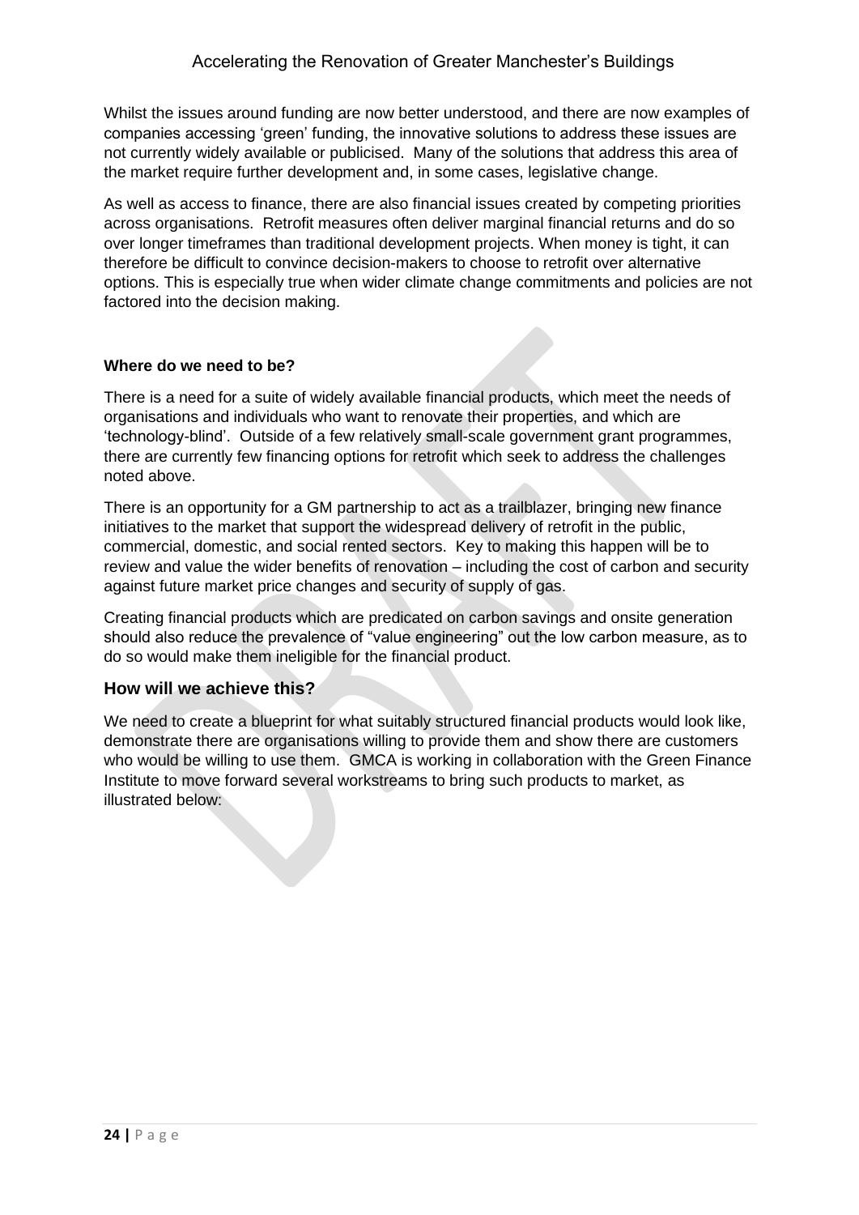Whilst the issues around funding are now better understood, and there are now examples of companies accessing 'green' funding, the innovative solutions to address these issues are not currently widely available or publicised. Many of the solutions that address this area of the market require further development and, in some cases, legislative change.

As well as access to finance, there are also financial issues created by competing priorities across organisations. Retrofit measures often deliver marginal financial returns and do so over longer timeframes than traditional development projects. When money is tight, it can therefore be difficult to convince decision-makers to choose to retrofit over alternative options. This is especially true when wider climate change commitments and policies are not factored into the decision making.

**Where do we need to be?**

There is a need for a suite of widely available financial products, which meet the needs of organisations and individuals who want to renovate their properties, and which are 'technology-blind'. Outside of a few relatively small-scale government grant programmes, there are currently few financing options for retrofit which seek to address the challenges noted above.

There is an opportunity for a GM partnership to act as a trailblazer, bringing new finance initiatives to the market that support the widespread delivery of retrofit in the public, commercial, domestic, and social rented sectors. Key to making this happen will be to review and value the wider benefits of renovation – including the cost of carbon and security against future market price changes and security of supply of gas.

Creating financial products which are predicated on carbon savings and onsite generation should also reduce the prevalence of "value engineering" out the low carbon measure, as to do so would make them ineligible for the financial product.

## How will we achieve this?

We need to create a blueprint for what suitably structured financial products would look like, demonstrate there are organisations willing to provide them and show there are customers who would be willing to use them. GMCA is working in collaboration with the Green Finance Institute to move forward several workstreams to bring such products to market, as illustrated below: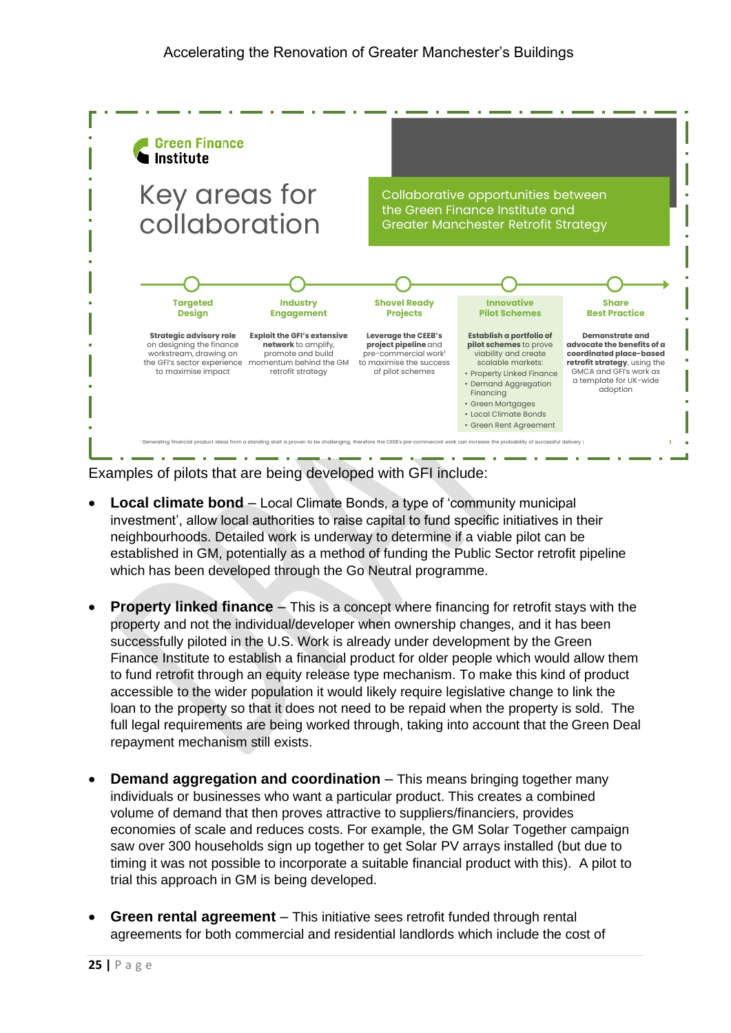Green Finance Institute

# Key areas for collaboration

Collaborative opportunities between the Green Finance Institute and Greater Manchester Retrofit Strategy

**Targeted Design**

**Strategic advisory role** on designing the finance workstream, drawing on the GFI's sector experience to maximise impact

**Industry Engagement**

**Exploit the GFI's extensive network** to amplify, promote and build momentum behind the GM retrofit strategy

**Shovel Ready Projects**

**Leverage the CEEB's project pipeline** and pre-commercial work[1] to maximise the success of pilot schemes

**Innovative Pilot Schemes**

**Establish a portfolio of pilot schemes** to prove viability and create scalable markets:

- Property Linked Finance
- Demand Aggregation Financing
- Green Mortgages
- Local Climate Bonds
- Green Rent Agreement

**Share Best Practice**

**Demonstrate and advocate the benefits of a coordinated place-based retrofit strategy**, using the GMCA and GFI's work as a template for UK-wide adoption

[1] Generating financial product ideas from a standing start is proven to be challenging, therefore the CEEB's pre-commercial work can increase the probability of successful delivery

Examples of pilots that are being developed with GFI include:

- **Local climate bond** – Local Climate Bonds, a type of 'community municipal investment', allow local authorities to raise capital to fund specific initiatives in their neighbourhoods. Detailed work is underway to determine if a viable pilot can be established in GM, potentially as a method of funding the Public Sector retrofit pipeline which has been developed through the Go Neutral programme.

- **Property linked finance** – This is a concept where financing for retrofit stays with the property and not the individual/developer when ownership changes, and it has been successfully piloted in the U.S. Work is already under development by the Green Finance Institute to establish a financial product for older people which would allow them to fund retrofit through an equity release type mechanism. To make this kind of product accessible to the wider population it would likely require legislative change to link the loan to the property so that it does not need to be repaid when the property is sold. The full legal requirements are being worked through, taking into account that the Green Deal repayment mechanism still exists.

- **Demand aggregation and coordination** – This means bringing together many individuals or businesses who want a particular product. This creates a combined volume of demand that then proves attractive to suppliers/financiers, provides economies of scale and reduces costs. For example, the GM Solar Together campaign saw over 300 households sign up together to get Solar PV arrays installed (but due to timing it was not possible to incorporate a suitable financial product with this). A pilot to trial this approach in GM is being developed.

- **Green rental agreement** – This initiative sees retrofit funded through rental agreements for both commercial and residential landlords which include the cost of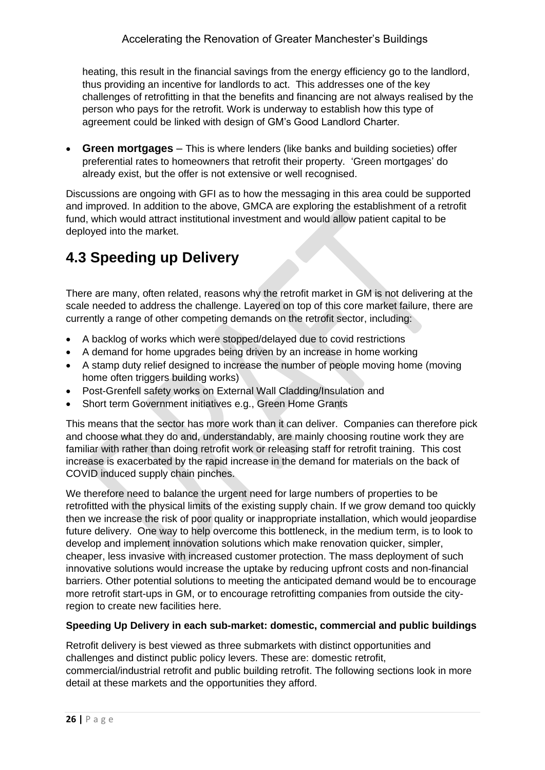heating, this result in the financial savings from the energy efficiency go to the landlord, thus providing an incentive for landlords to act. This addresses one of the key challenges of retrofitting in that the benefits and financing are not always realised by the person who pays for the retrofit. Work is underway to establish how this type of agreement could be linked with design of GM's Good Landlord Charter.

- **Green mortgages** – This is where lenders (like banks and building societies) offer preferential rates to homeowners that retrofit their property. 'Green mortgages' do already exist, but the offer is not extensive or well recognised.

Discussions are ongoing with GFI as to how the messaging in this area could be supported and improved. In addition to the above, GMCA are exploring the establishment of a retrofit fund, which would attract institutional investment and would allow patient capital to be deployed into the market.

# 4.3 Speeding up Delivery

There are many, often related, reasons why the retrofit market in GM is not delivering at the scale needed to address the challenge. Layered on top of this core market failure, there are currently a range of other competing demands on the retrofit sector, including:

- A backlog of works which were stopped/delayed due to covid restrictions
- A demand for home upgrades being driven by an increase in home working
- A stamp duty relief designed to increase the number of people moving home (moving home often triggers building works)
- Post-Grenfell safety works on External Wall Cladding/Insulation and
- Short term Government initiatives e.g., Green Home Grants

This means that the sector has more work than it can deliver. Companies can therefore pick and choose what they do and, understandably, are mainly choosing routine work they are familiar with rather than doing retrofit work or releasing staff for retrofit training. This cost increase is exacerbated by the rapid increase in the demand for materials on the back of COVID induced supply chain pinches.

We therefore need to balance the urgent need for large numbers of properties to be retrofitted with the physical limits of the existing supply chain. If we grow demand too quickly then we increase the risk of poor quality or inappropriate installation, which would jeopardise future delivery. One way to help overcome this bottleneck, in the medium term, is to look to develop and implement innovation solutions which make renovation quicker, simpler, cheaper, less invasive with increased customer protection. The mass deployment of such innovative solutions would increase the uptake by reducing upfront costs and non-financial barriers. Other potential solutions to meeting the anticipated demand would be to encourage more retrofit start-ups in GM, or to encourage retrofitting companies from outside the city-region to create new facilities here.

**Speeding Up Delivery in each sub-market: domestic, commercial and public buildings**

Retrofit delivery is best viewed as three submarkets with distinct opportunities and challenges and distinct public policy levers. These are: domestic retrofit, commercial/industrial retrofit and public building retrofit. The following sections look in more detail at these markets and the opportunities they afford.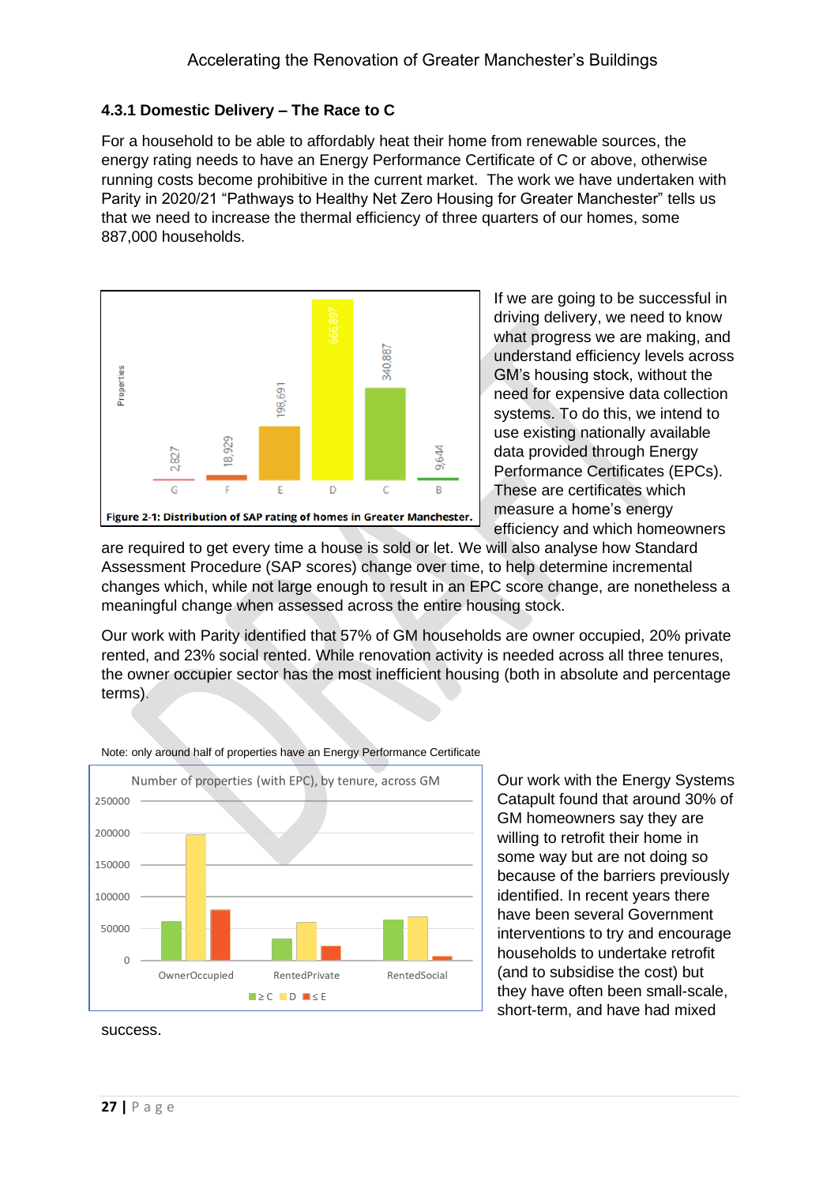#### 4.3.1 Domestic Delivery – The Race to C

For a household to be able to affordably heat their home from renewable sources, the energy rating needs to have an Energy Performance Certificate of C or above, otherwise running costs become prohibitive in the current market. The work we have undertaken with Parity in 2020/21 "Pathways to Healthy Net Zero Housing for Greater Manchester" tells us that we need to increase the thermal efficiency of three quarters of our homes, some 887,000 households.

Figure 2-1: Distribution of SAP rating of homes in Greater Manchester.

If we are going to be successful in driving delivery, we need to know what progress we are making, and understand efficiency levels across GM's housing stock, without the need for expensive data collection systems. To do this, we intend to use existing nationally available data provided through Energy Performance Certificates (EPCs). These are certificates which measure a home's energy efficiency and which homeowners are required to get every time a house is sold or let. We will also analyse how Standard Assessment Procedure (SAP scores) change over time, to help determine incremental changes which, while not large enough to result in an EPC score change, are nonetheless a meaningful change when assessed across the entire housing stock.

Our work with Parity identified that 57% of GM households are owner occupied, 20% private rented, and 23% social rented. While renovation activity is needed across all three tenures, the owner occupier sector has the most inefficient housing (both in absolute and percentage terms).

Note: only around half of properties have an Energy Performance Certificate

Our work with the Energy Systems Catapult found that around 30% of GM homeowners say they are willing to retrofit their home in some way but are not doing so because of the barriers previously identified. In recent years there have been several Government interventions to try and encourage households to undertake retrofit (and to subsidise the cost) but they have often been small-scale, short-term, and have had mixed success.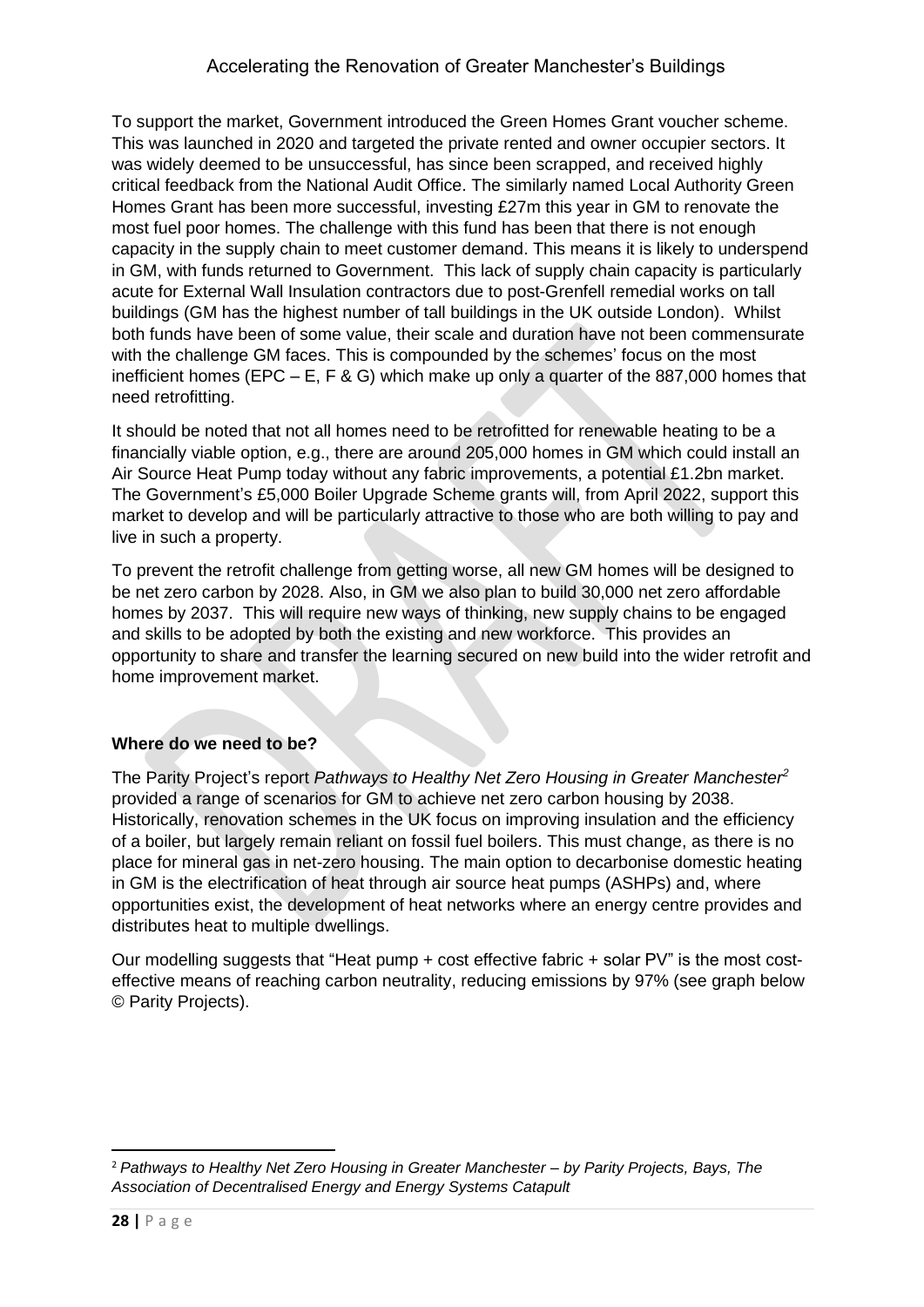To support the market, Government introduced the Green Homes Grant voucher scheme. This was launched in 2020 and targeted the private rented and owner occupier sectors. It was widely deemed to be unsuccessful, has since been scrapped, and received highly critical feedback from the National Audit Office. The similarly named Local Authority Green Homes Grant has been more successful, investing £27m this year in GM to renovate the most fuel poor homes. The challenge with this fund has been that there is not enough capacity in the supply chain to meet customer demand. This means it is likely to underspend in GM, with funds returned to Government. This lack of supply chain capacity is particularly acute for External Wall Insulation contractors due to post-Grenfell remedial works on tall buildings (GM has the highest number of tall buildings in the UK outside London). Whilst both funds have been of some value, their scale and duration have not been commensurate with the challenge GM faces. This is compounded by the schemes' focus on the most inefficient homes (EPC – E, F & G) which make up only a quarter of the 887,000 homes that need retrofitting.

It should be noted that not all homes need to be retrofitted for renewable heating to be a financially viable option, e.g., there are around 205,000 homes in GM which could install an Air Source Heat Pump today without any fabric improvements, a potential £1.2bn market. The Government's £5,000 Boiler Upgrade Scheme grants will, from April 2022, support this market to develop and will be particularly attractive to those who are both willing to pay and live in such a property.

To prevent the retrofit challenge from getting worse, all new GM homes will be designed to be net zero carbon by 2028. Also, in GM we also plan to build 30,000 net zero affordable homes by 2037. This will require new ways of thinking, new supply chains to be engaged and skills to be adopted by both the existing and new workforce. This provides an opportunity to share and transfer the learning secured on new build into the wider retrofit and home improvement market.

**Where do we need to be?**

The Parity Project's report *Pathways to Healthy Net Zero Housing in Greater Manchester*[2] provided a range of scenarios for GM to achieve net zero carbon housing by 2038. Historically, renovation schemes in the UK focus on improving insulation and the efficiency of a boiler, but largely remain reliant on fossil fuel boilers. This must change, as there is no place for mineral gas in net-zero housing. The main option to decarbonise domestic heating in GM is the electrification of heat through air source heat pumps (ASHPs) and, where opportunities exist, the development of heat networks where an energy centre provides and distributes heat to multiple dwellings.

Our modelling suggests that "Heat pump + cost effective fabric + solar PV" is the most cost-effective means of reaching carbon neutrality, reducing emissions by 97% (see graph below © Parity Projects).

[2] *Pathways to Healthy Net Zero Housing in Greater Manchester – by Parity Projects, Bays, The Association of Decentralised Energy and Energy Systems Catapult*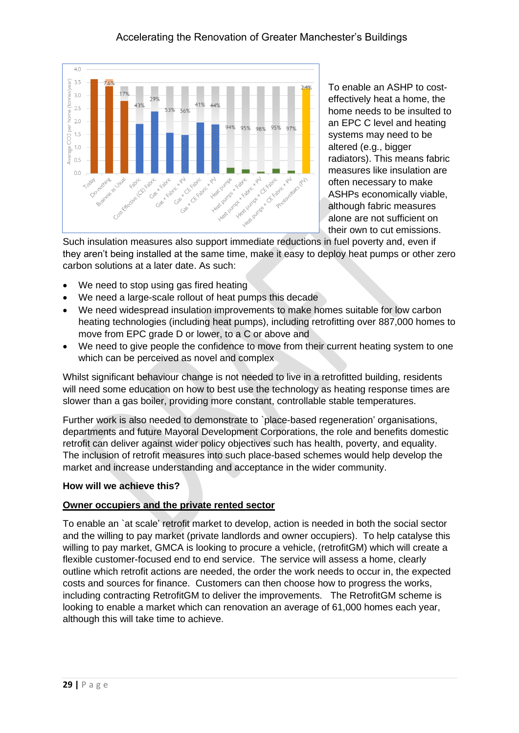To enable an ASHP to cost-effectively heat a home, the home needs to be insulted to an EPC C level and heating systems may need to be altered (e.g., bigger radiators). This means fabric measures like insulation are often necessary to make ASHPs economically viable, although fabric measures alone are not sufficient on their own to cut emissions. Such insulation measures also support immediate reductions in fuel poverty and, even if they aren't being installed at the same time, make it easy to deploy heat pumps or other zero carbon solutions at a later date. As such:

- We need to stop using gas fired heating
- We need a large-scale rollout of heat pumps this decade
- We need widespread insulation improvements to make homes suitable for low carbon heating technologies (including heat pumps), including retrofitting over 887,000 homes to move from EPC grade D or lower, to a C or above and
- We need to give people the confidence to move from their current heating system to one which can be perceived as novel and complex

Whilst significant behaviour change is not needed to live in a retrofitted building, residents will need some education on how to best use the technology as heating response times are slower than a gas boiler, providing more constant, controllable stable temperatures.

Further work is also needed to demonstrate to `place-based regeneration' organisations, departments and future Mayoral Development Corporations, the role and benefits domestic retrofit can deliver against wider policy objectives such has health, poverty, and equality. The inclusion of retrofit measures into such place-based schemes would help develop the market and increase understanding and acceptance in the wider community.

**How will we achieve this?**

**Owner occupiers and the private rented sector**

To enable an `at scale' retrofit market to develop, action is needed in both the social sector and the willing to pay market (private landlords and owner occupiers). To help catalyse this willing to pay market, GMCA is looking to procure a vehicle, (retrofitGM) which will create a flexible customer-focused end to end service. The service will assess a home, clearly outline which retrofit actions are needed, the order the work needs to occur in, the expected costs and sources for finance. Customers can then choose how to progress the works, including contracting RetrofitGM to deliver the improvements. The RetrofitGM scheme is looking to enable a market which can renovation an average of 61,000 homes each year, although this will take time to achieve.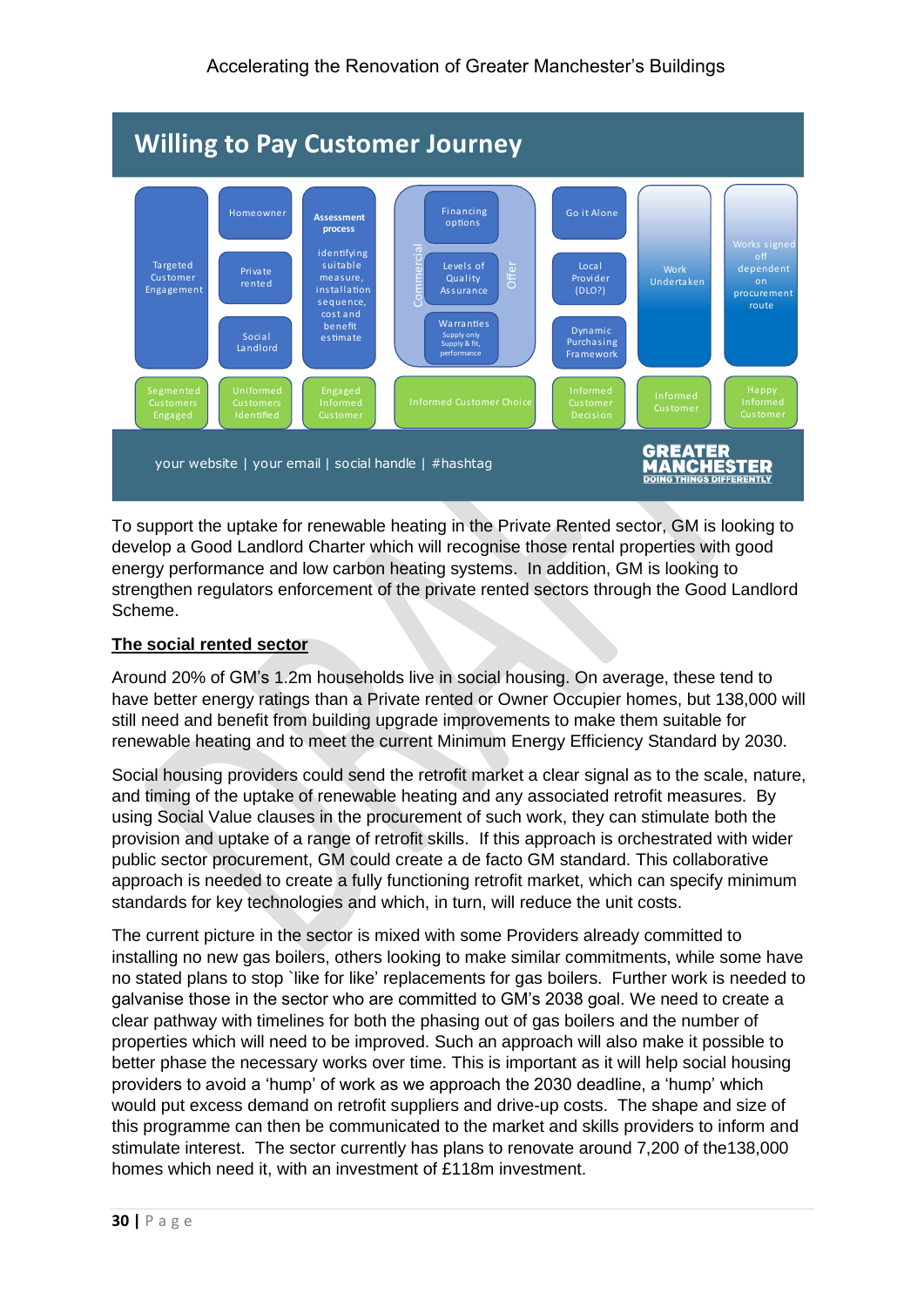## Willing to Pay Customer Journey

| Targeted Customer Engagement | Homeowner / Private rented / Social Landlord | Assessment process: identifying suitable measure, installation sequence, cost and benefit estimate | Commercial Offer: Financing options / Levels of Quality Assurance / Warranties (Supply only, Supply & fit, performance) | Go it Alone / Local Provider (DLO?) / Dynamic Purchasing Framework | Work Undertaken | Works signed off dependent on procurement route |
|---|---|---|---|---|---|---|
| Segmented Customers Engaged | Uniformed Customers Identified | Engaged Informed Customer | Informed Customer Choice | Informed Customer Decision | Informed Customer | Happy Informed Customer |

your website | your email | social handle | #hashtag

GREATER MANCHESTER DOING THINGS DIFFERENTLY

To support the uptake for renewable heating in the Private Rented sector, GM is looking to develop a Good Landlord Charter which will recognise those rental properties with good energy performance and low carbon heating systems. In addition, GM is looking to strengthen regulators enforcement of the private rented sectors through the Good Landlord Scheme.

**The social rented sector**

Around 20% of GM's 1.2m households live in social housing. On average, these tend to have better energy ratings than a Private rented or Owner Occupier homes, but 138,000 will still need and benefit from building upgrade improvements to make them suitable for renewable heating and to meet the current Minimum Energy Efficiency Standard by 2030.

Social housing providers could send the retrofit market a clear signal as to the scale, nature, and timing of the uptake of renewable heating and any associated retrofit measures. By using Social Value clauses in the procurement of such work, they can stimulate both the provision and uptake of a range of retrofit skills. If this approach is orchestrated with wider public sector procurement, GM could create a de facto GM standard. This collaborative approach is needed to create a fully functioning retrofit market, which can specify minimum standards for key technologies and which, in turn, will reduce the unit costs.

The current picture in the sector is mixed with some Providers already committed to installing no new gas boilers, others looking to make similar commitments, while some have no stated plans to stop `like for like' replacements for gas boilers. Further work is needed to galvanise those in the sector who are committed to GM's 2038 goal. We need to create a clear pathway with timelines for both the phasing out of gas boilers and the number of properties which will need to be improved. Such an approach will also make it possible to better phase the necessary works over time. This is important as it will help social housing providers to avoid a 'hump' of work as we approach the 2030 deadline, a 'hump' which would put excess demand on retrofit suppliers and drive-up costs. The shape and size of this programme can then be communicated to the market and skills providers to inform and stimulate interest. The sector currently has plans to renovate around 7,200 of the138,000 homes which need it, with an investment of £118m investment.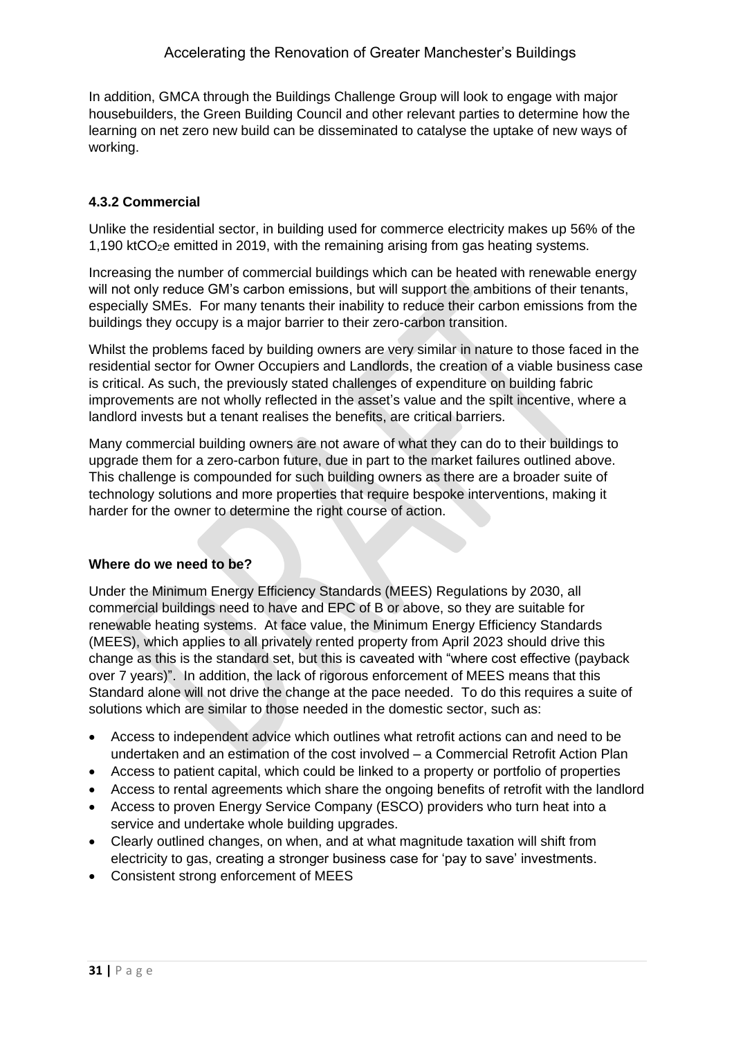In addition, GMCA through the Buildings Challenge Group will look to engage with major housebuilders, the Green Building Council and other relevant parties to determine how the learning on net zero new build can be disseminated to catalyse the uptake of new ways of working.

### 4.3.2 Commercial

Unlike the residential sector, in building used for commerce electricity makes up 56% of the 1,190 kt$CO_2$e emitted in 2019, with the remaining arising from gas heating systems.

Increasing the number of commercial buildings which can be heated with renewable energy will not only reduce GM's carbon emissions, but will support the ambitions of their tenants, especially SMEs. For many tenants their inability to reduce their carbon emissions from the buildings they occupy is a major barrier to their zero-carbon transition.

Whilst the problems faced by building owners are very similar in nature to those faced in the residential sector for Owner Occupiers and Landlords, the creation of a viable business case is critical. As such, the previously stated challenges of expenditure on building fabric improvements are not wholly reflected in the asset's value and the spilt incentive, where a landlord invests but a tenant realises the benefits, are critical barriers.

Many commercial building owners are not aware of what they can do to their buildings to upgrade them for a zero-carbon future, due in part to the market failures outlined above. This challenge is compounded for such building owners as there are a broader suite of technology solutions and more properties that require bespoke interventions, making it harder for the owner to determine the right course of action.

#### Where do we need to be?

Under the Minimum Energy Efficiency Standards (MEES) Regulations by 2030, all commercial buildings need to have and EPC of B or above, so they are suitable for renewable heating systems. At face value, the Minimum Energy Efficiency Standards (MEES), which applies to all privately rented property from April 2023 should drive this change as this is the standard set, but this is caveated with "where cost effective (payback over 7 years)". In addition, the lack of rigorous enforcement of MEES means that this Standard alone will not drive the change at the pace needed. To do this requires a suite of solutions which are similar to those needed in the domestic sector, such as:

- Access to independent advice which outlines what retrofit actions can and need to be undertaken and an estimation of the cost involved – a Commercial Retrofit Action Plan
- Access to patient capital, which could be linked to a property or portfolio of properties
- Access to rental agreements which share the ongoing benefits of retrofit with the landlord
- Access to proven Energy Service Company (ESCO) providers who turn heat into a service and undertake whole building upgrades.
- Clearly outlined changes, on when, and at what magnitude taxation will shift from electricity to gas, creating a stronger business case for 'pay to save' investments.
- Consistent strong enforcement of MEES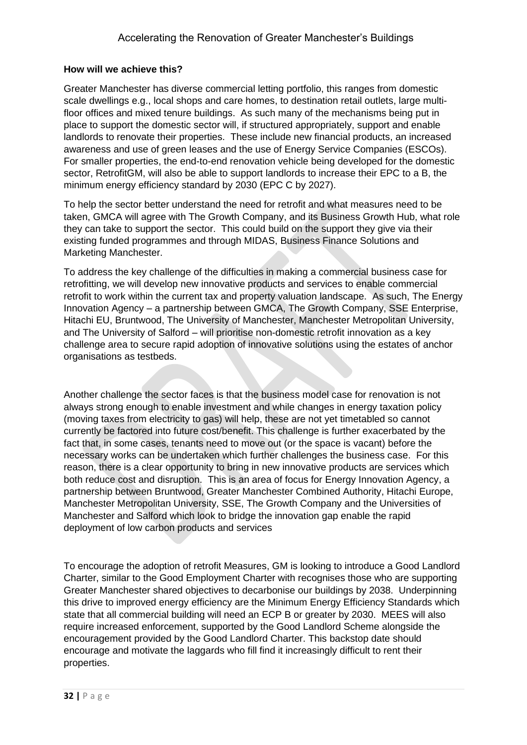**How will we achieve this?**

Greater Manchester has diverse commercial letting portfolio, this ranges from domestic scale dwellings e.g., local shops and care homes, to destination retail outlets, large multi-floor offices and mixed tenure buildings. As such many of the mechanisms being put in place to support the domestic sector will, if structured appropriately, support and enable landlords to renovate their properties. These include new financial products, an increased awareness and use of green leases and the use of Energy Service Companies (ESCOs). For smaller properties, the end-to-end renovation vehicle being developed for the domestic sector, RetrofitGM, will also be able to support landlords to increase their EPC to a B, the minimum energy efficiency standard by 2030 (EPC C by 2027).

To help the sector better understand the need for retrofit and what measures need to be taken, GMCA will agree with The Growth Company, and its Business Growth Hub, what role they can take to support the sector. This could build on the support they give via their existing funded programmes and through MIDAS, Business Finance Solutions and Marketing Manchester.

To address the key challenge of the difficulties in making a commercial business case for retrofitting, we will develop new innovative products and services to enable commercial retrofit to work within the current tax and property valuation landscape. As such, The Energy Innovation Agency – a partnership between GMCA, The Growth Company, SSE Enterprise, Hitachi EU, Bruntwood, The University of Manchester, Manchester Metropolitan University, and The University of Salford – will prioritise non-domestic retrofit innovation as a key challenge area to secure rapid adoption of innovative solutions using the estates of anchor organisations as testbeds.

Another challenge the sector faces is that the business model case for renovation is not always strong enough to enable investment and while changes in energy taxation policy (moving taxes from electricity to gas) will help, these are not yet timetabled so cannot currently be factored into future cost/benefit. This challenge is further exacerbated by the fact that, in some cases, tenants need to move out (or the space is vacant) before the necessary works can be undertaken which further challenges the business case. For this reason, there is a clear opportunity to bring in new innovative products are services which both reduce cost and disruption. This is an area of focus for Energy Innovation Agency, a partnership between Bruntwood, Greater Manchester Combined Authority, Hitachi Europe, Manchester Metropolitan University, SSE, The Growth Company and the Universities of Manchester and Salford which look to bridge the innovation gap enable the rapid deployment of low carbon products and services

To encourage the adoption of retrofit Measures, GM is looking to introduce a Good Landlord Charter, similar to the Good Employment Charter with recognises those who are supporting Greater Manchester shared objectives to decarbonise our buildings by 2038. Underpinning this drive to improved energy efficiency are the Minimum Energy Efficiency Standards which state that all commercial building will need an ECP B or greater by 2030. MEES will also require increased enforcement, supported by the Good Landlord Scheme alongside the encouragement provided by the Good Landlord Charter. This backstop date should encourage and motivate the laggards who fill find it increasingly difficult to rent their properties.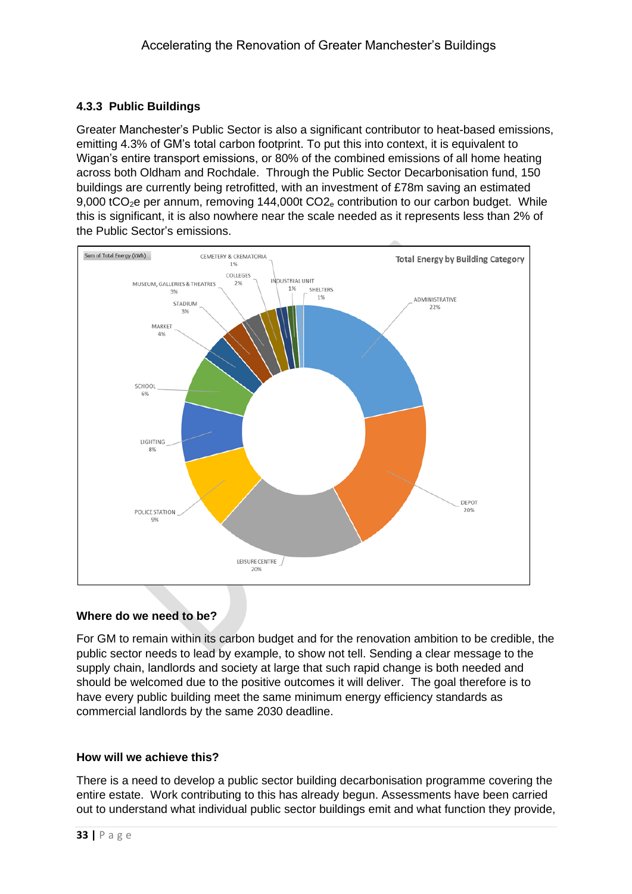### 4.3.3 Public Buildings

Greater Manchester's Public Sector is also a significant contributor to heat-based emissions, emitting 4.3% of GM's total carbon footprint. To put this into context, it is equivalent to Wigan's entire transport emissions, or 80% of the combined emissions of all home heating across both Oldham and Rochdale. Through the Public Sector Decarbonisation fund, 150 buildings are currently being retrofitted, with an investment of £78m saving an estimated 9,000 $tCO_2e$ per annum, removing 144,000t $CO2_e$ contribution to our carbon budget. While this is significant, it is also nowhere near the scale needed as it represents less than 2% of the Public Sector's emissions.

Sum of Total Energy (kWh)

Total Energy by Building Category

| Category | Share |
|---|---|
| ADMINISTRATIVE | 22% |
| DEPOT | 20% |
| LEISURE CENTRE | 20% |
| POLICE STATION | 9% |
| LIGHTING | 8% |
| SCHOOL | 6% |
| MARKET | 4% |
| STADIUM | 3% |
| MUSEUM, GALLERIES & THEATRES | 3% |
| COLLEGES | 2% |
| CEMETERY & CREMATORIA | 1% |
| INDUSTRIAL UNIT | 1% |
| SHELTERS | 1% |

#### Where do we need to be?

For GM to remain within its carbon budget and for the renovation ambition to be credible, the public sector needs to lead by example, to show not tell. Sending a clear message to the supply chain, landlords and society at large that such rapid change is both needed and should be welcomed due to the positive outcomes it will deliver. The goal therefore is to have every public building meet the same minimum energy efficiency standards as commercial landlords by the same 2030 deadline.

#### How will we achieve this?

There is a need to develop a public sector building decarbonisation programme covering the entire estate. Work contributing to this has already begun. Assessments have been carried out to understand what individual public sector buildings emit and what function they provide,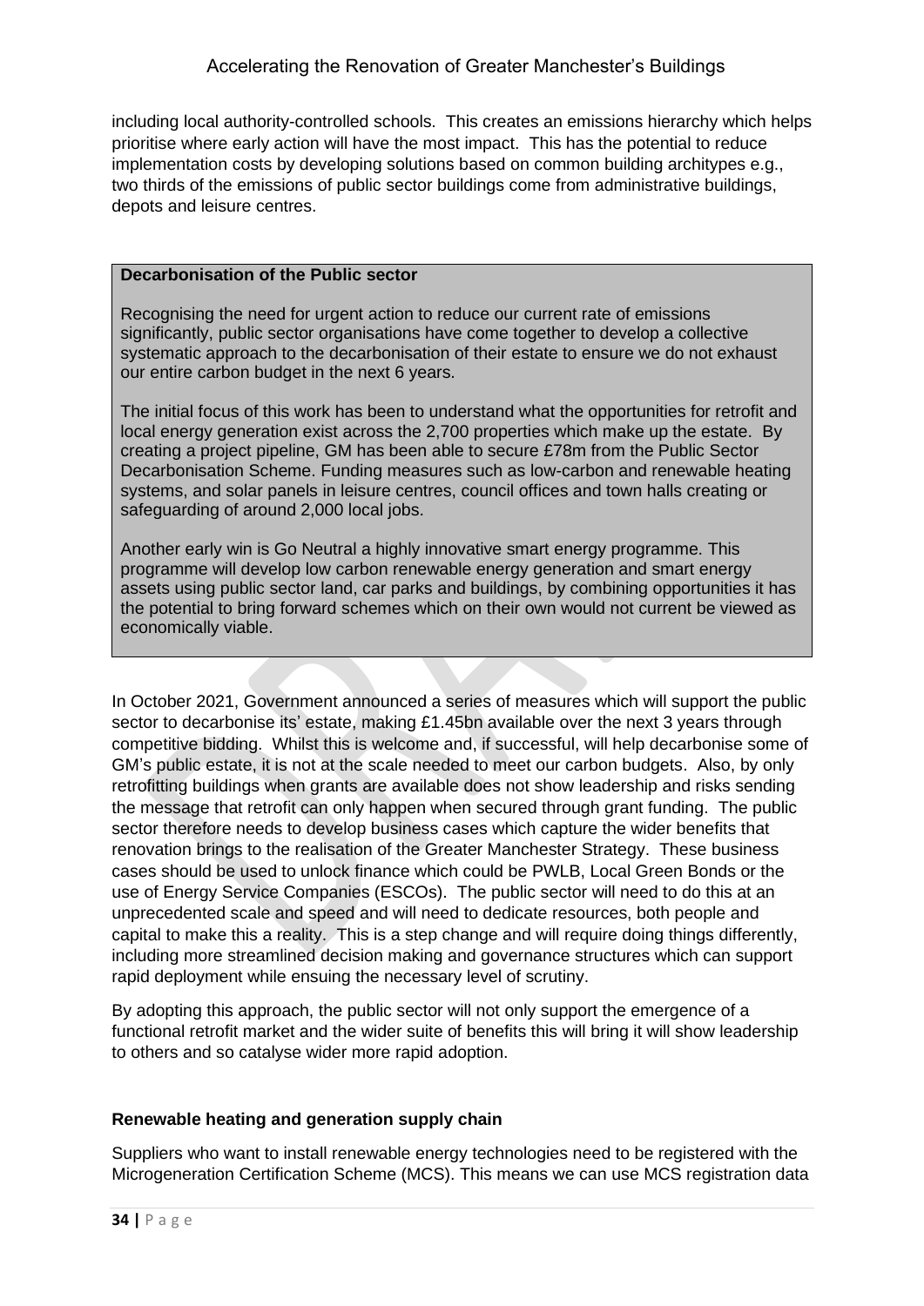including local authority-controlled schools. This creates an emissions hierarchy which helps prioritise where early action will have the most impact. This has the potential to reduce implementation costs by developing solutions based on common building architypes e.g., two thirds of the emissions of public sector buildings come from administrative buildings, depots and leisure centres.

> **Decarbonisation of the Public sector**
>
> Recognising the need for urgent action to reduce our current rate of emissions significantly, public sector organisations have come together to develop a collective systematic approach to the decarbonisation of their estate to ensure we do not exhaust our entire carbon budget in the next 6 years.
>
> The initial focus of this work has been to understand what the opportunities for retrofit and local energy generation exist across the 2,700 properties which make up the estate. By creating a project pipeline, GM has been able to secure £78m from the Public Sector Decarbonisation Scheme. Funding measures such as low-carbon and renewable heating systems, and solar panels in leisure centres, council offices and town halls creating or safeguarding of around 2,000 local jobs.
>
> Another early win is Go Neutral a highly innovative smart energy programme. This programme will develop low carbon renewable energy generation and smart energy assets using public sector land, car parks and buildings, by combining opportunities it has the potential to bring forward schemes which on their own would not current be viewed as economically viable.

In October 2021, Government announced a series of measures which will support the public sector to decarbonise its' estate, making £1.45bn available over the next 3 years through competitive bidding. Whilst this is welcome and, if successful, will help decarbonise some of GM's public estate, it is not at the scale needed to meet our carbon budgets. Also, by only retrofitting buildings when grants are available does not show leadership and risks sending the message that retrofit can only happen when secured through grant funding. The public sector therefore needs to develop business cases which capture the wider benefits that renovation brings to the realisation of the Greater Manchester Strategy. These business cases should be used to unlock finance which could be PWLB, Local Green Bonds or the use of Energy Service Companies (ESCOs). The public sector will need to do this at an unprecedented scale and speed and will need to dedicate resources, both people and capital to make this a reality. This is a step change and will require doing things differently, including more streamlined decision making and governance structures which can support rapid deployment while ensuing the necessary level of scrutiny.

By adopting this approach, the public sector will not only support the emergence of a functional retrofit market and the wider suite of benefits this will bring it will show leadership to others and so catalyse wider more rapid adoption.

**Renewable heating and generation supply chain**

Suppliers who want to install renewable energy technologies need to be registered with the Microgeneration Certification Scheme (MCS). This means we can use MCS registration data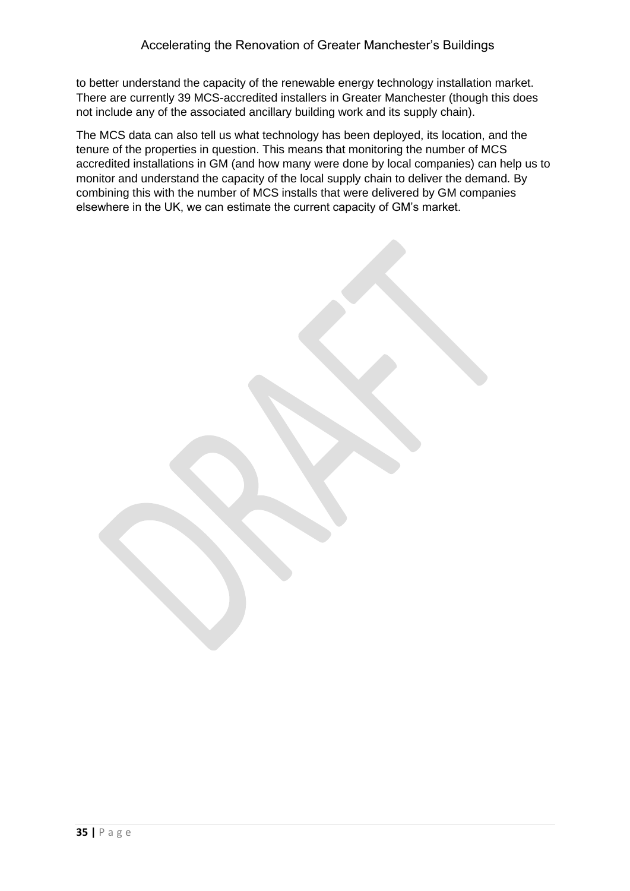to better understand the capacity of the renewable energy technology installation market. There are currently 39 MCS-accredited installers in Greater Manchester (though this does not include any of the associated ancillary building work and its supply chain).

The MCS data can also tell us what technology has been deployed, its location, and the tenure of the properties in question. This means that monitoring the number of MCS accredited installations in GM (and how many were done by local companies) can help us to monitor and understand the capacity of the local supply chain to deliver the demand. By combining this with the number of MCS installs that were delivered by GM companies elsewhere in the UK, we can estimate the current capacity of GM's market.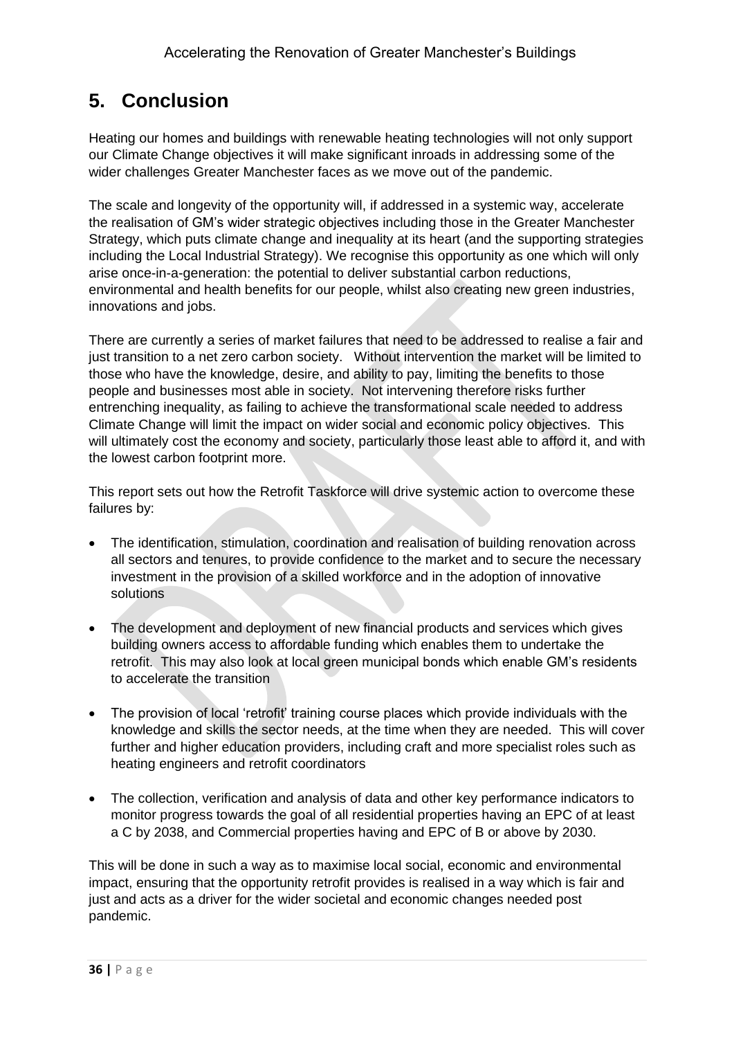# 5. Conclusion

Heating our homes and buildings with renewable heating technologies will not only support our Climate Change objectives it will make significant inroads in addressing some of the wider challenges Greater Manchester faces as we move out of the pandemic.

The scale and longevity of the opportunity will, if addressed in a systemic way, accelerate the realisation of GM's wider strategic objectives including those in the Greater Manchester Strategy, which puts climate change and inequality at its heart (and the supporting strategies including the Local Industrial Strategy). We recognise this opportunity as one which will only arise once-in-a-generation: the potential to deliver substantial carbon reductions, environmental and health benefits for our people, whilst also creating new green industries, innovations and jobs.

There are currently a series of market failures that need to be addressed to realise a fair and just transition to a net zero carbon society. Without intervention the market will be limited to those who have the knowledge, desire, and ability to pay, limiting the benefits to those people and businesses most able in society. Not intervening therefore risks further entrenching inequality, as failing to achieve the transformational scale needed to address Climate Change will limit the impact on wider social and economic policy objectives. This will ultimately cost the economy and society, particularly those least able to afford it, and with the lowest carbon footprint more.

This report sets out how the Retrofit Taskforce will drive systemic action to overcome these failures by:

- The identification, stimulation, coordination and realisation of building renovation across all sectors and tenures, to provide confidence to the market and to secure the necessary investment in the provision of a skilled workforce and in the adoption of innovative solutions
- The development and deployment of new financial products and services which gives building owners access to affordable funding which enables them to undertake the retrofit. This may also look at local green municipal bonds which enable GM's residents to accelerate the transition
- The provision of local 'retrofit' training course places which provide individuals with the knowledge and skills the sector needs, at the time when they are needed. This will cover further and higher education providers, including craft and more specialist roles such as heating engineers and retrofit coordinators
- The collection, verification and analysis of data and other key performance indicators to monitor progress towards the goal of all residential properties having an EPC of at least a C by 2038, and Commercial properties having and EPC of B or above by 2030.

This will be done in such a way as to maximise local social, economic and environmental impact, ensuring that the opportunity retrofit provides is realised in a way which is fair and just and acts as a driver for the wider societal and economic changes needed post pandemic.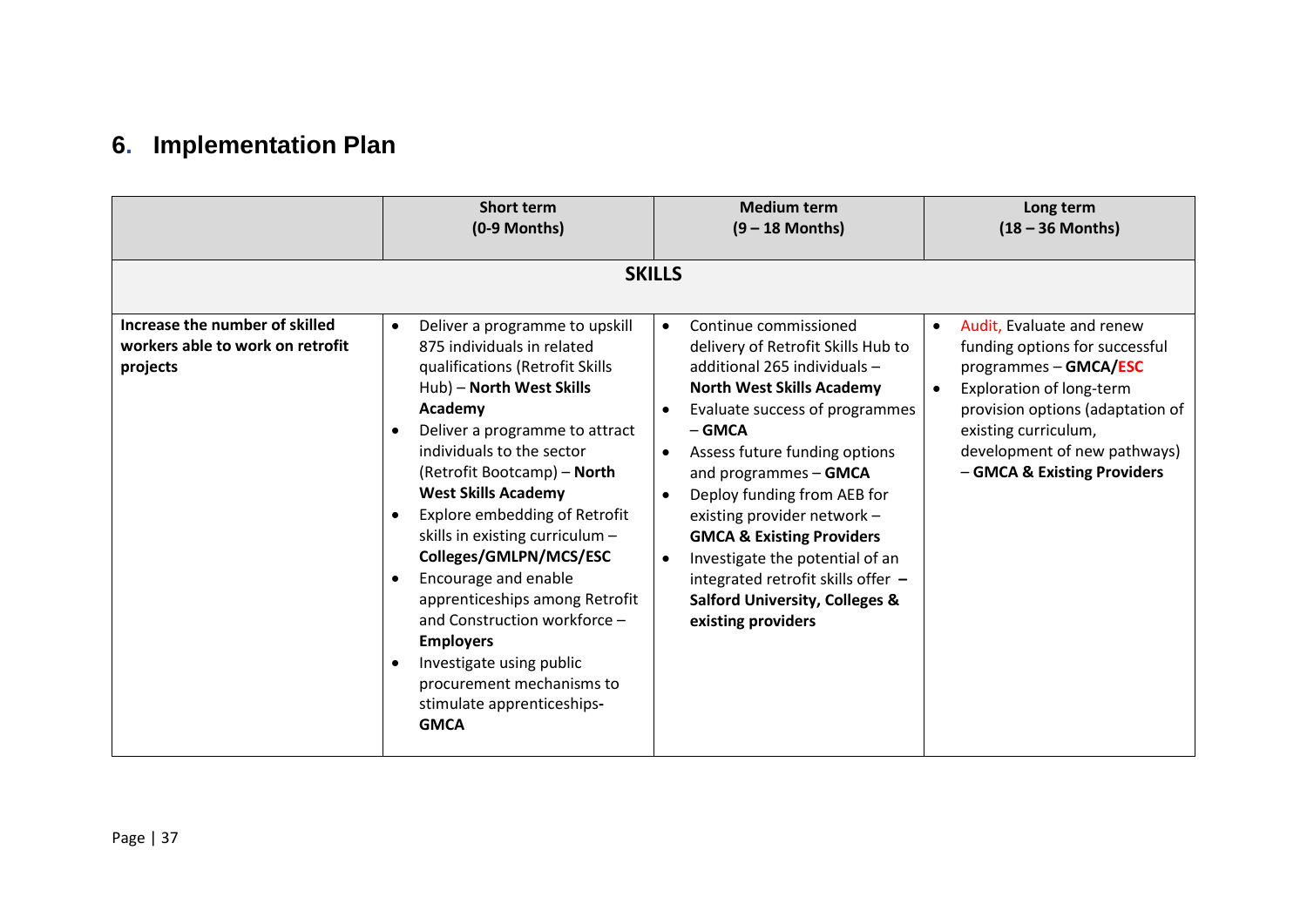## 6. Implementation Plan

| | **Short term (0-9 Months)** | **Medium term (9 – 18 Months)** | **Long term (18 – 36 Months)** |
|---|---|---|---|
| **SKILLS** | | | |
| **Increase the number of skilled workers able to work on retrofit projects** | • Deliver a programme to upskill 875 individuals in related qualifications (Retrofit Skills Hub) – **North West Skills Academy**<br>• Deliver a programme to attract individuals to the sector (Retrofit Bootcamp) – **North West Skills Academy**<br>• Explore embedding of Retrofit skills in existing curriculum – **Colleges/GMLPN/MCS/ESC**<br>• Encourage and enable apprenticeships among Retrofit and Construction workforce – **Employers**<br>• Investigate using public procurement mechanisms to stimulate apprenticeships- **GMCA** | • Continue commissioned delivery of Retrofit Skills Hub to additional 265 individuals – **North West Skills Academy**<br>• Evaluate success of programmes – **GMCA**<br>• Assess future funding options and programmes – **GMCA**<br>• Deploy funding from AEB for existing provider network – **GMCA & Existing Providers**<br>• Investigate the potential of an integrated retrofit skills offer – **Salford University, Colleges & existing providers** | • Audit, Evaluate and renew funding options for successful programmes – **GMCA/ESC**<br>• Exploration of long-term provision options (adaptation of existing curriculum, development of new pathways) – **GMCA & Existing Providers** |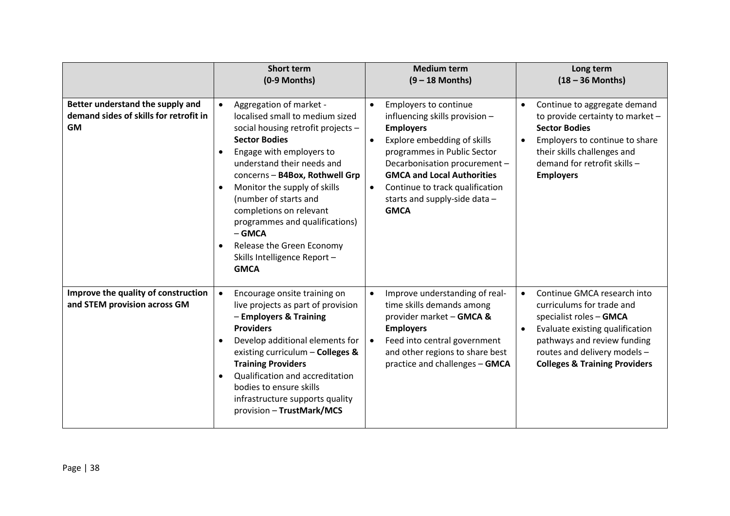| | Short term (0-9 Months) | Medium term (9 – 18 Months) | Long term (18 – 36 Months) |
|---|---|---|---|
| **Better understand the supply and demand sides of skills for retrofit in GM** | • Aggregation of market - localised small to medium sized social housing retrofit projects – **Sector Bodies**<br>• Engage with employers to understand their needs and concerns – **B4Box, Rothwell Grp**<br>• Monitor the supply of skills (number of starts and completions on relevant programmes and qualifications) – **GMCA**<br>• Release the Green Economy Skills Intelligence Report – **GMCA** | • Employers to continue influencing skills provision – **Employers**<br>• Explore embedding of skills programmes in Public Sector Decarbonisation procurement – **GMCA and Local Authorities**<br>• Continue to track qualification starts and supply-side data – **GMCA** | • Continue to aggregate demand to provide certainty to market – **Sector Bodies**<br>• Employers to continue to share their skills challenges and demand for retrofit skills – **Employers** |
| **Improve the quality of construction and STEM provision across GM** | • Encourage onsite training on live projects as part of provision – **Employers & Training Providers**<br>• Develop additional elements for existing curriculum – **Colleges & Training Providers**<br>• Qualification and accreditation bodies to ensure skills infrastructure supports quality provision – **TrustMark/MCS** | • Improve understanding of real-time skills demands among provider market – **GMCA & Employers**<br>• Feed into central government and other regions to share best practice and challenges – **GMCA** | • Continue GMCA research into curriculums for trade and specialist roles – **GMCA**<br>• Evaluate existing qualification pathways and review funding routes and delivery models – **Colleges & Training Providers** |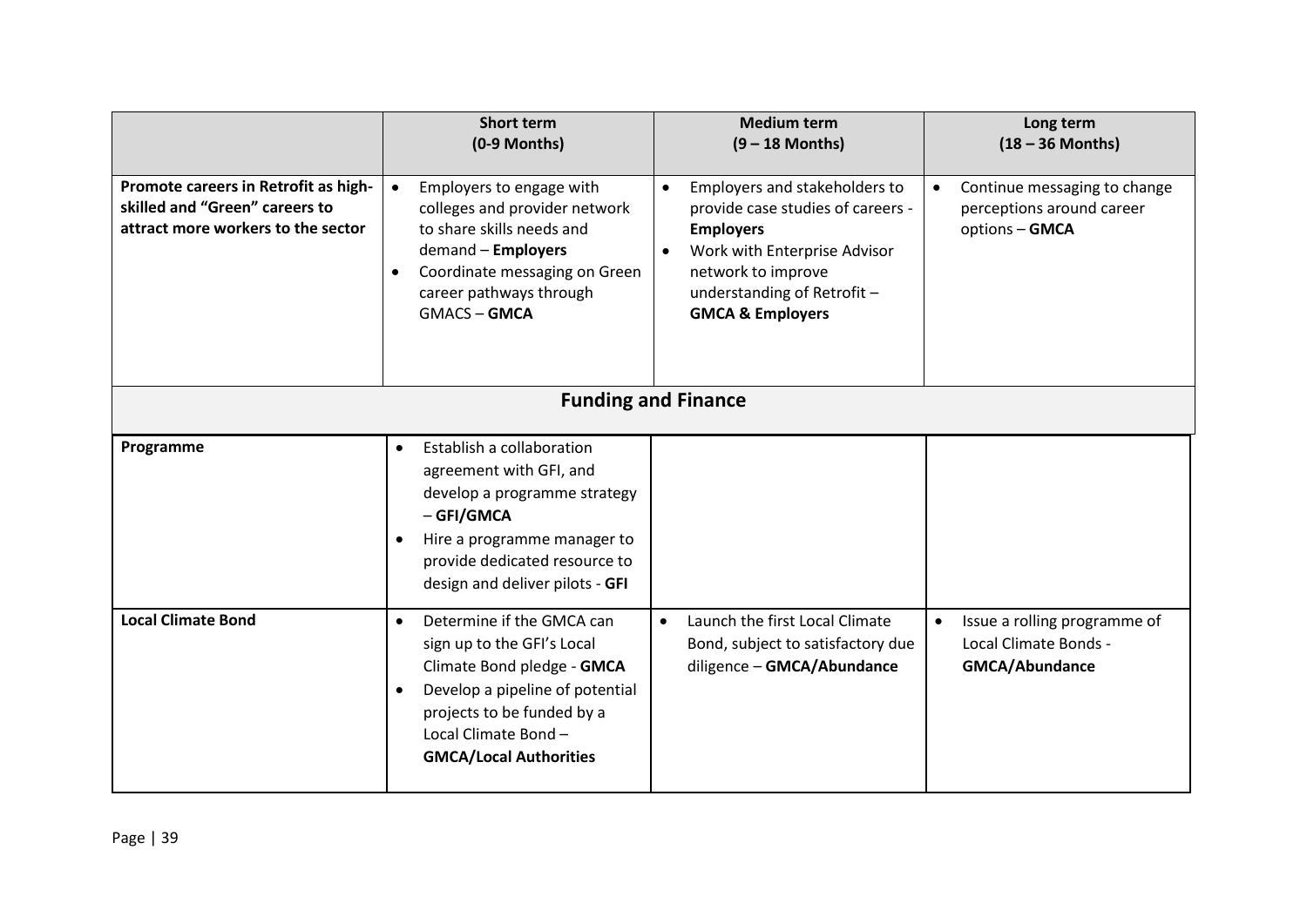| | Short term (0-9 Months) | Medium term (9 – 18 Months) | Long term (18 – 36 Months) |
|---|---|---|---|
| **Promote careers in Retrofit as high-skilled and "Green" careers to attract more workers to the sector** | • Employers to engage with colleges and provider network to share skills needs and demand – **Employers**<br>• Coordinate messaging on Green career pathways through GMACS – **GMCA** | • Employers and stakeholders to provide case studies of careers - **Employers**<br>• Work with Enterprise Advisor network to improve understanding of Retrofit – **GMCA & Employers** | • Continue messaging to change perceptions around career options – **GMCA** |
| **Funding and Finance** | | | |
| **Programme** | • Establish a collaboration agreement with GFI, and develop a programme strategy – **GFI/GMCA**<br>• Hire a programme manager to provide dedicated resource to design and deliver pilots - **GFI** | | |
| **Local Climate Bond** | • Determine if the GMCA can sign up to the GFI's Local Climate Bond pledge - **GMCA**<br>• Develop a pipeline of potential projects to be funded by a Local Climate Bond – **GMCA/Local Authorities** | • Launch the first Local Climate Bond, subject to satisfactory due diligence – **GMCA/Abundance** | • Issue a rolling programme of Local Climate Bonds - **GMCA/Abundance** |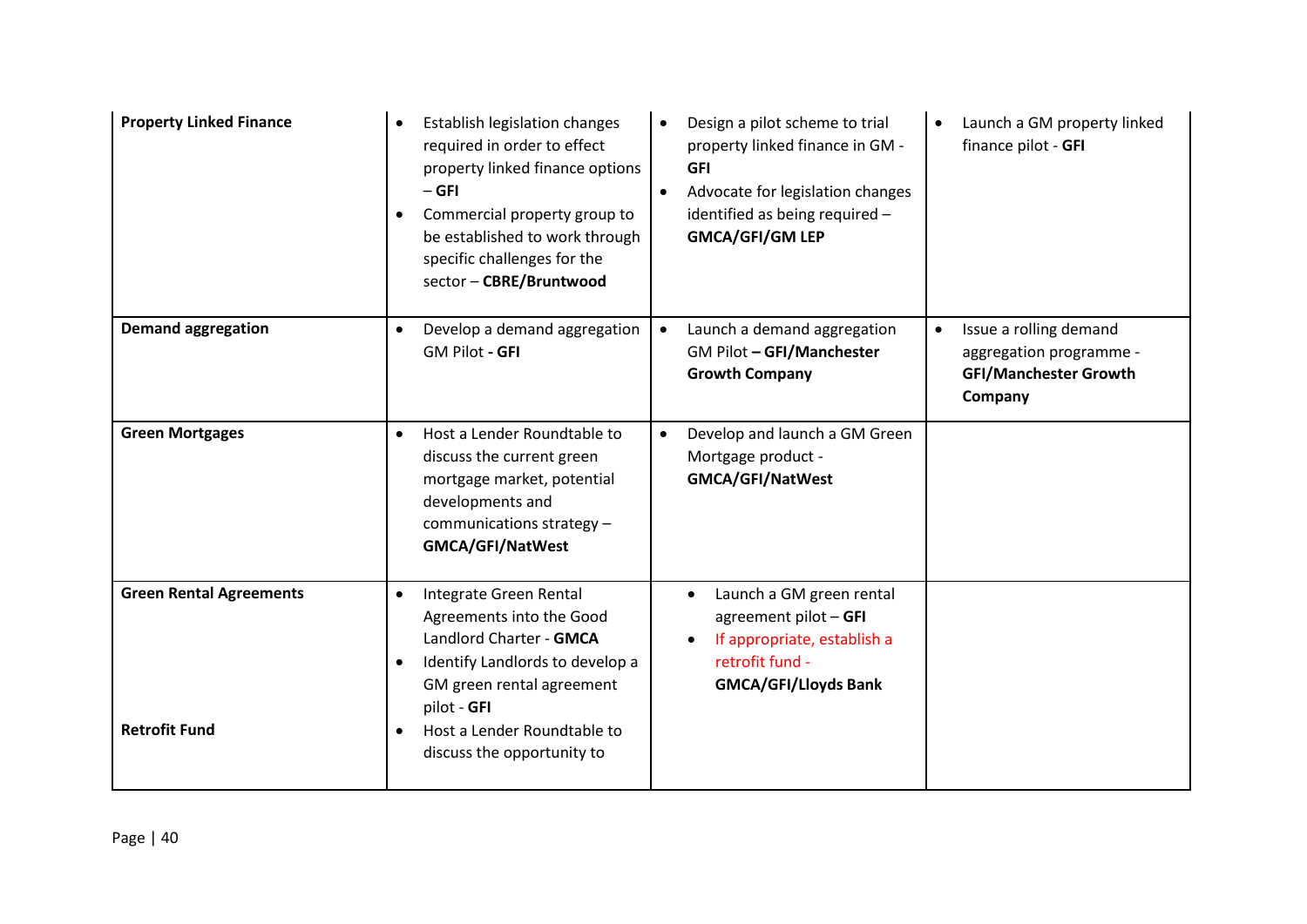| | | | |
|---|---|---|---|
| **Property Linked Finance** | • Establish legislation changes required in order to effect property linked finance options – **GFI**<br>• Commercial property group to be established to work through specific challenges for the sector – **CBRE/Bruntwood** | • Design a pilot scheme to trial property linked finance in GM - **GFI**<br>• Advocate for legislation changes identified as being required – **GMCA/GFI/GM LEP** | • Launch a GM property linked finance pilot - **GFI** |
| **Demand aggregation** | • Develop a demand aggregation GM Pilot **- GFI** | • Launch a demand aggregation GM Pilot **– GFI/Manchester Growth Company** | • Issue a rolling demand aggregation programme - **GFI/Manchester Growth Company** |
| **Green Mortgages** | • Host a Lender Roundtable to discuss the current green mortgage market, potential developments and communications strategy – **GMCA/GFI/NatWest** | • Develop and launch a GM Green Mortgage product - **GMCA/GFI/NatWest** | |
| **Green Rental Agreements**<br><br>**Retrofit Fund** | • Integrate Green Rental Agreements into the Good Landlord Charter - **GMCA**<br>• Identify Landlords to develop a GM green rental agreement pilot - **GFI**<br>• Host a Lender Roundtable to discuss the opportunity to | • Launch a GM green rental agreement pilot – **GFI**<br>• If appropriate, establish a retrofit fund - **GMCA/GFI/Lloyds Bank** | |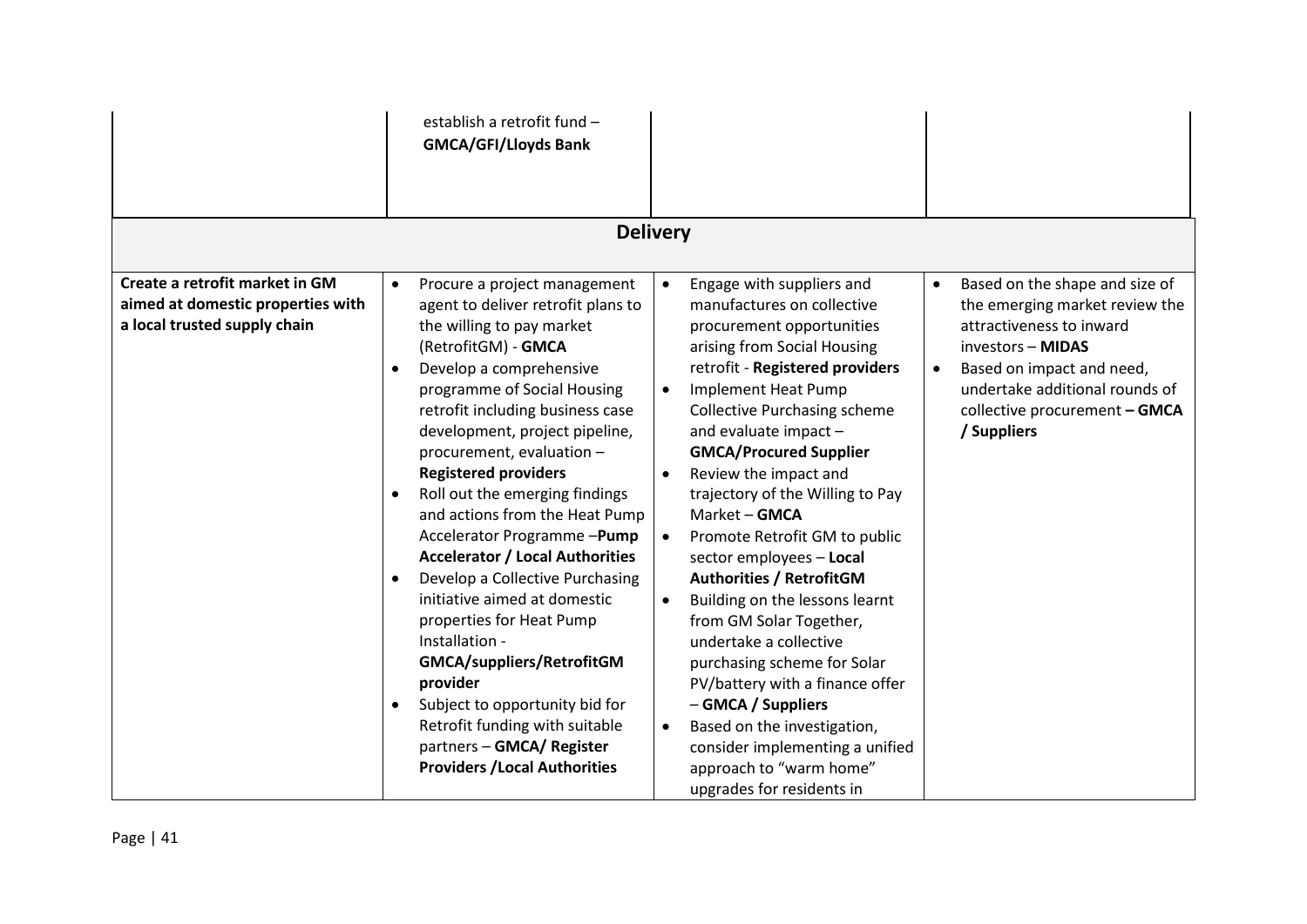| | | | |
|---|---|---|---|
| | establish a retrofit fund – **GMCA/GFI/Lloyds Bank** | | |
| **Delivery** | | | |
| **Create a retrofit market in GM aimed at domestic properties with a local trusted supply chain** | • Procure a project management agent to deliver retrofit plans to the willing to pay market (RetrofitGM) - **GMCA**<br>• Develop a comprehensive programme of Social Housing retrofit including business case development, project pipeline, procurement, evaluation – **Registered providers**<br>• Roll out the emerging findings and actions from the Heat Pump Accelerator Programme –**Pump Accelerator / Local Authorities**<br>• Develop a Collective Purchasing initiative aimed at domestic properties for Heat Pump Installation - **GMCA/suppliers/RetrofitGM provider**<br>• Subject to opportunity bid for Retrofit funding with suitable partners – **GMCA/ Register Providers /Local Authorities** | • Engage with suppliers and manufactures on collective procurement opportunities arising from Social Housing retrofit - **Registered providers**<br>• Implement Heat Pump Collective Purchasing scheme and evaluate impact – **GMCA/Procured Supplier**<br>• Review the impact and trajectory of the Willing to Pay Market – **GMCA**<br>• Promote Retrofit GM to public sector employees – **Local Authorities / RetrofitGM**<br>• Building on the lessons learnt from GM Solar Together, undertake a collective purchasing scheme for Solar PV/battery with a finance offer – **GMCA / Suppliers**<br>• Based on the investigation, consider implementing a unified approach to "warm home" upgrades for residents in | • Based on the shape and size of the emerging market review the attractiveness to inward investors – **MIDAS**<br>• Based on impact and need, undertake additional rounds of collective procurement **– GMCA / Suppliers** |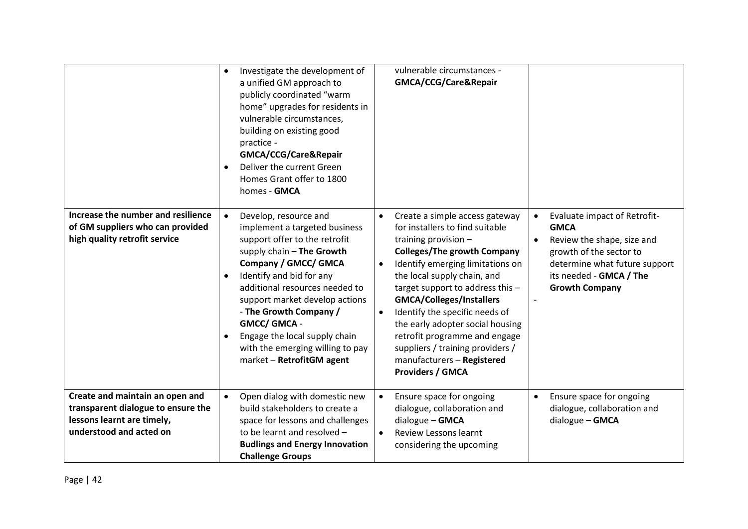| | | | |
|---|---|---|---|
| | • Investigate the development of a unified GM approach to publicly coordinated "warm home" upgrades for residents in vulnerable circumstances, building on existing good practice - **GMCA/CCG/Care&Repair**<br>• Deliver the current Green Homes Grant offer to 1800 homes - **GMCA** | vulnerable circumstances - **GMCA/CCG/Care&Repair** | |
| **Increase the number and resilience of GM suppliers who can provided high quality retrofit service** | • Develop, resource and implement a targeted business support offer to the retrofit supply chain – **The Growth Company / GMCC/ GMCA**<br>• Identify and bid for any additional resources needed to support market develop actions - **The Growth Company / GMCC/ GMCA** -<br>• Engage the local supply chain with the emerging willing to pay market – **RetrofitGM agent** | • Create a simple access gateway for installers to find suitable training provision – **Colleges/The growth Company**<br>• Identify emerging limitations on the local supply chain, and target support to address this – **GMCA/Colleges/Installers**<br>• Identify the specific needs of the early adopter social housing retrofit programme and engage suppliers / training providers / manufacturers – **Registered Providers / GMCA** | • Evaluate impact of Retrofit- **GMCA**<br>• Review the shape, size and growth of the sector to determine what future support its needed - **GMCA / The Growth Company**<br>- |
| **Create and maintain an open and transparent dialogue to ensure the lessons learnt are timely, understood and acted on** | • Open dialog with domestic new build stakeholders to create a space for lessons and challenges to be learnt and resolved – **Budlings and Energy Innovation Challenge Groups** | • Ensure space for ongoing dialogue, collaboration and dialogue – **GMCA**<br>• Review Lessons learnt considering the upcoming | • Ensure space for ongoing dialogue, collaboration and dialogue – **GMCA** |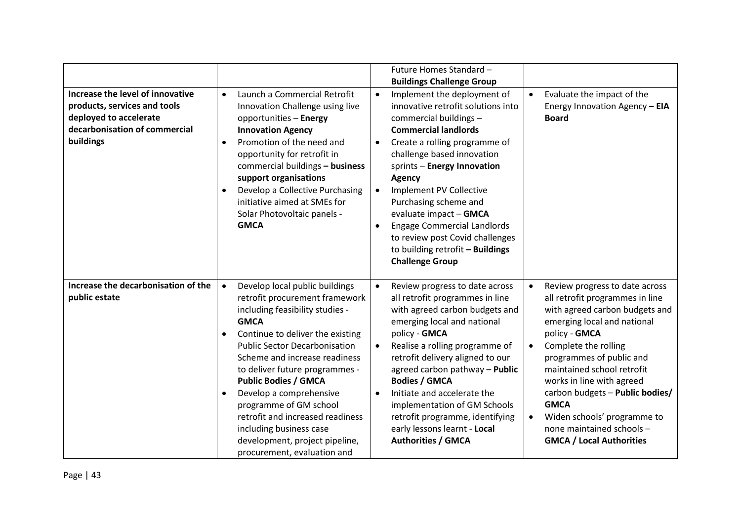| | | | |
|---|---|---|---|
| | | Future Homes Standard – **Buildings Challenge Group** | |
| **Increase the level of innovative products, services and tools deployed to accelerate decarbonisation of commercial buildings** | • Launch a Commercial Retrofit Innovation Challenge using live opportunities – **Energy Innovation Agency**<br>• Promotion of the need and opportunity for retrofit in commercial buildings **– business support organisations**<br>• Develop a Collective Purchasing initiative aimed at SMEs for Solar Photovoltaic panels - **GMCA** | • Implement the deployment of innovative retrofit solutions into commercial buildings – **Commercial landlords**<br>• Create a rolling programme of challenge based innovation sprints – **Energy Innovation Agency**<br>• Implement PV Collective Purchasing scheme and evaluate impact – **GMCA**<br>• Engage Commercial Landlords to review post Covid challenges to building retrofit **– Buildings Challenge Group** | • Evaluate the impact of the Energy Innovation Agency – **EIA Board** |
| **Increase the decarbonisation of the public estate** | • Develop local public buildings retrofit procurement framework including feasibility studies - **GMCA**<br>• Continue to deliver the existing Public Sector Decarbonisation Scheme and increase readiness to deliver future programmes - **Public Bodies / GMCA**<br>• Develop a comprehensive programme of GM school retrofit and increased readiness including business case development, project pipeline, procurement, evaluation and | • Review progress to date across all retrofit programmes in line with agreed carbon budgets and emerging local and national policy - **GMCA**<br>• Realise a rolling programme of retrofit delivery aligned to our agreed carbon pathway – **Public Bodies / GMCA**<br>• Initiate and accelerate the implementation of GM Schools retrofit programme, identifying early lessons learnt - **Local Authorities / GMCA** | • Review progress to date across all retrofit programmes in line with agreed carbon budgets and emerging local and national policy - **GMCA**<br>• Complete the rolling programmes of public and maintained school retrofit works in line with agreed carbon budgets – **Public bodies/ GMCA**<br>• Widen schools' programme to none maintained schools – **GMCA / Local Authorities** |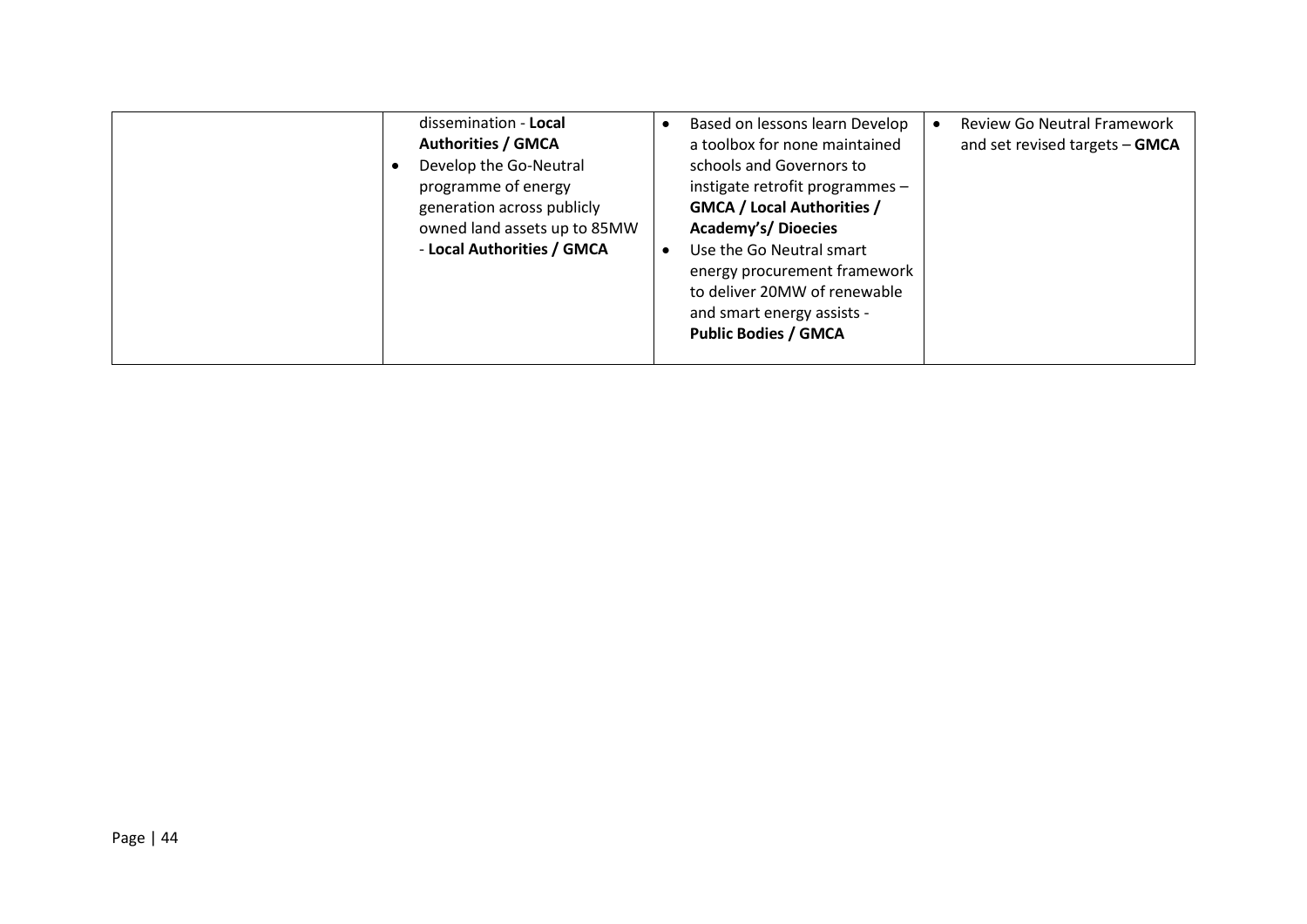| | | | |
|---|---|---|---|
| | dissemination - **Local Authorities / GMCA**<br>• Develop the Go-Neutral programme of energy generation across publicly owned land assets up to 85MW - **Local Authorities / GMCA** | • Based on lessons learn Develop a toolbox for none maintained schools and Governors to instigate retrofit programmes – **GMCA / Local Authorities / Academy's/ Dioecies**<br>• Use the Go Neutral smart energy procurement framework to deliver 20MW of renewable and smart energy assists - **Public Bodies / GMCA** | • Review Go Neutral Framework and set revised targets – **GMCA** |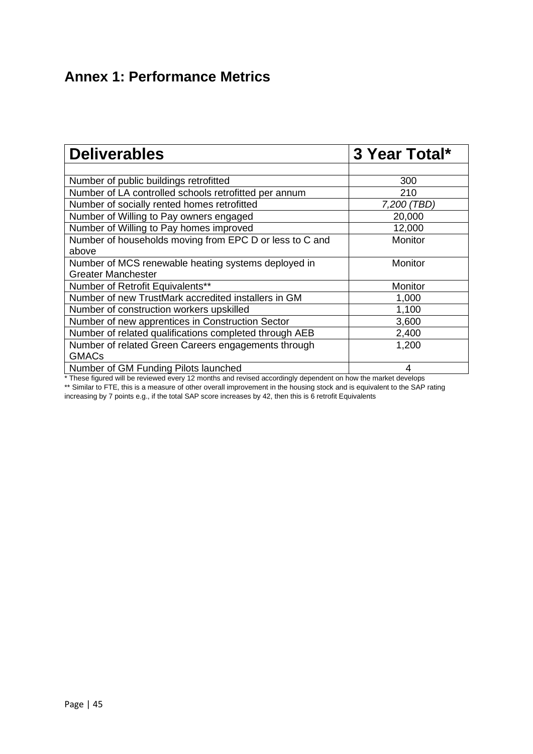## Annex 1: Performance Metrics

| Deliverables | 3 Year Total* |
|---|---|
| | |
| Number of public buildings retrofitted | 300 |
| Number of LA controlled schools retrofitted per annum | 210 |
| Number of socially rented homes retrofitted | *7,200 (TBD)* |
| Number of Willing to Pay owners engaged | 20,000 |
| Number of Willing to Pay homes improved | 12,000 |
| Number of households moving from EPC D or less to C and above | Monitor |
| Number of MCS renewable heating systems deployed in Greater Manchester | Monitor |
| Number of Retrofit Equivalents** | Monitor |
| Number of new TrustMark accredited installers in GM | 1,000 |
| Number of construction workers upskilled | 1,100 |
| Number of new apprentices in Construction Sector | 3,600 |
| Number of related qualifications completed through AEB | 2,400 |
| Number of related Green Careers engagements through GMACs | 1,200 |
| Number of GM Funding Pilots launched | 4 |

* These figured will be reviewed every 12 months and revised accordingly dependent on how the market develops

** Similar to FTE, this is a measure of other overall improvement in the housing stock and is equivalent to the SAP rating increasing by 7 points e.g., if the total SAP score increases by 42, then this is 6 retrofit Equivalents